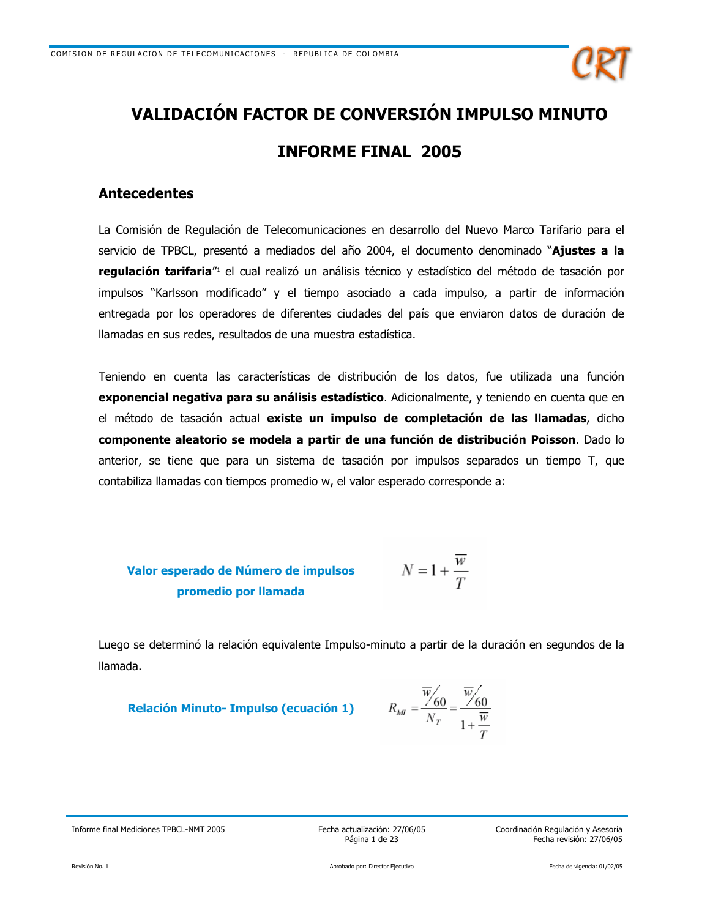# VALIDACIÓN FACTOR DE CONVERSIÓN IMPULSO MINUTO

# INFORME FINAL 2005

## Antecedentes

La Comisión de Regulación de Telecomunicaciones en desarrollo del Nuevo Marco Tarifario para el servicio de TPBCL, presentó a mediados del año 2004, el documento denominado "**Ajustes a la regulación tarifaria**"[1] el cual realizó un análisis técnico y estadístico del método de tasación por impulsos "Karlsson modificado" y el tiempo asociado a cada impulso, a partir de información entregada por los operadores de diferentes ciudades del país que enviaron datos de duración de llamadas en sus redes, resultados de una muestra estadística.

Teniendo en cuenta las características de distribución de los datos, fue utilizada una función **exponencial negativa para su análisis estadístico**. Adicionalmente, y teniendo en cuenta que en el método de tasación actual **existe un impulso de completación de las llamadas**, dicho **componente aleatorio se modela a partir de una función de distribución Poisson**. Dado lo anterior, se tiene que para un sistema de tasación por impulsos separados un tiempo T, que contabiliza llamadas con tiempos promedio w, el valor esperado corresponde a:

**Valor esperado de Número de impulsos promedio por llamada**

$$N = 1 + \frac{\overline{w}}{T}$$

Luego se determinó la relación equivalente Impulso-minuto a partir de la duración en segundos de la llamada.

**Relación Minuto- Impulso (ecuación 1)**

$$R_{MI} = \frac{\overline{w}/60}{N_T} = \frac{\overline{w}/60}{1 + \frac{\overline{w}}{T}}$$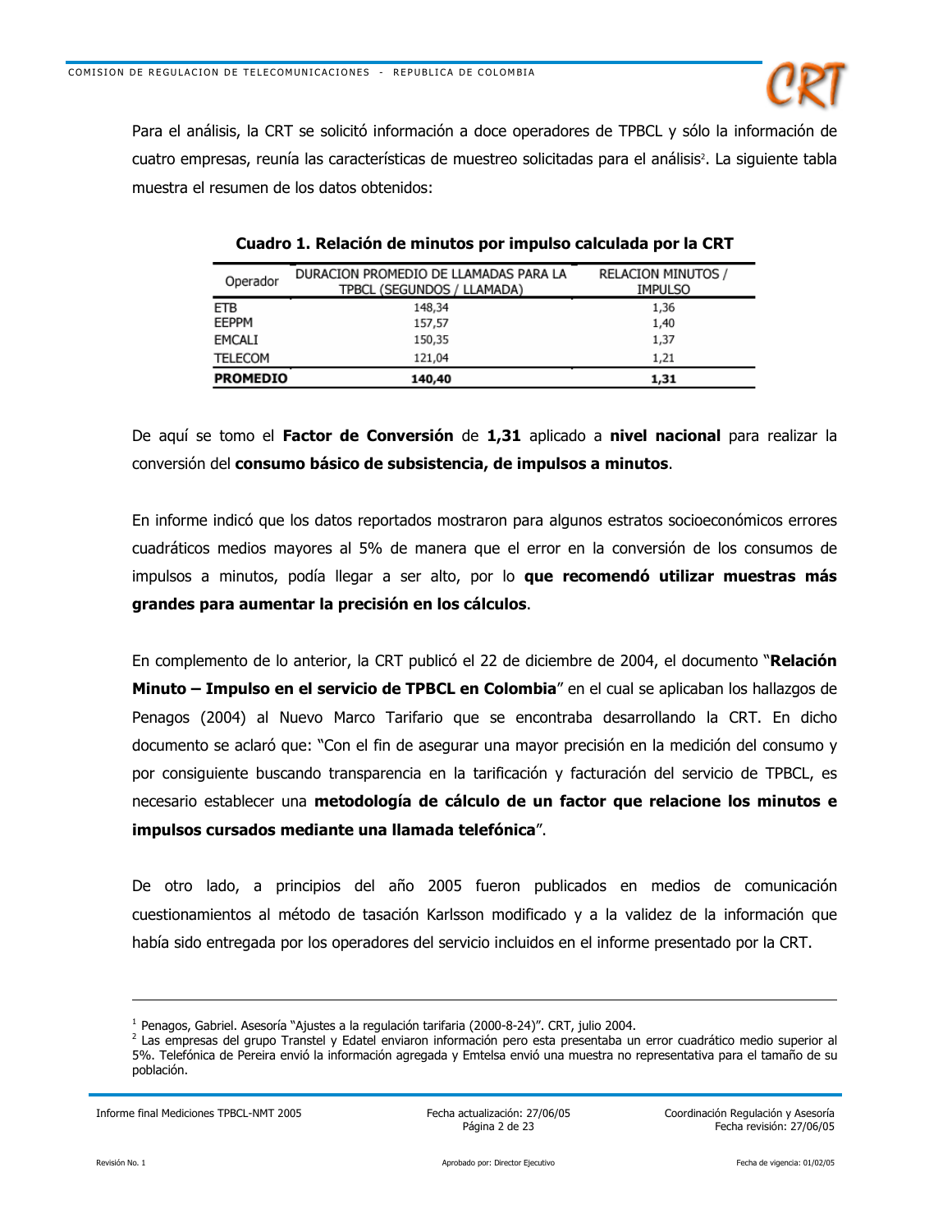Para el análisis, la CRT se solicitó información a doce operadores de TPBCL y sólo la información de cuatro empresas, reunía las características de muestreo solicitadas para el análisis[2]. La siguiente tabla muestra el resumen de los datos obtenidos:

**Cuadro 1. Relación de minutos por impulso calculada por la CRT**

| Operador | DURACION PROMEDIO DE LLAMADAS PARA LA TPBCL (SEGUNDOS / LLAMADA) | RELACION MINUTOS / IMPULSO |
|---|---|---|
| ETB | 148,34 | 1,36 |
| EEPPM | 157,57 | 1,40 |
| EMCALI | 150,35 | 1,37 |
| TELECOM | 121,04 | 1,21 |
| **PROMEDIO** | **140,40** | **1,31** |

De aquí se tomo el **Factor de Conversión** de **1,31** aplicado a **nivel nacional** para realizar la conversión del **consumo básico de subsistencia, de impulsos a minutos**.

En informe indicó que los datos reportados mostraron para algunos estratos socioeconómicos errores cuadráticos medios mayores al 5% de manera que el error en la conversión de los consumos de impulsos a minutos, podía llegar a ser alto, por lo **que recomendó utilizar muestras más grandes para aumentar la precisión en los cálculos**.

En complemento de lo anterior, la CRT publicó el 22 de diciembre de 2004, el documento "**Relación Minuto – Impulso en el servicio de TPBCL en Colombia**" en el cual se aplicaban los hallazgos de Penagos (2004) al Nuevo Marco Tarifario que se encontraba desarrollando la CRT. En dicho documento se aclaró que: "Con el fin de asegurar una mayor precisión en la medición del consumo y por consiguiente buscando transparencia en la tarificación y facturación del servicio de TPBCL, es necesario establecer una **metodología de cálculo de un factor que relacione los minutos e impulsos cursados mediante una llamada telefónica**".

De otro lado, a principios del año 2005 fueron publicados en medios de comunicación cuestionamientos al método de tasación Karlsson modificado y a la validez de la información que había sido entregada por los operadores del servicio incluidos en el informe presentado por la CRT.

---

[1] Penagos, Gabriel. Asesoría "Ajustes a la regulación tarifaria (2000-8-24)". CRT, julio 2004.

[2] Las empresas del grupo Transtel y Edatel enviaron información pero esta presentaba un error cuadrático medio superior al 5%. Telefónica de Pereira envió la información agregada y Emtelsa envió una muestra no representativa para el tamaño de su población.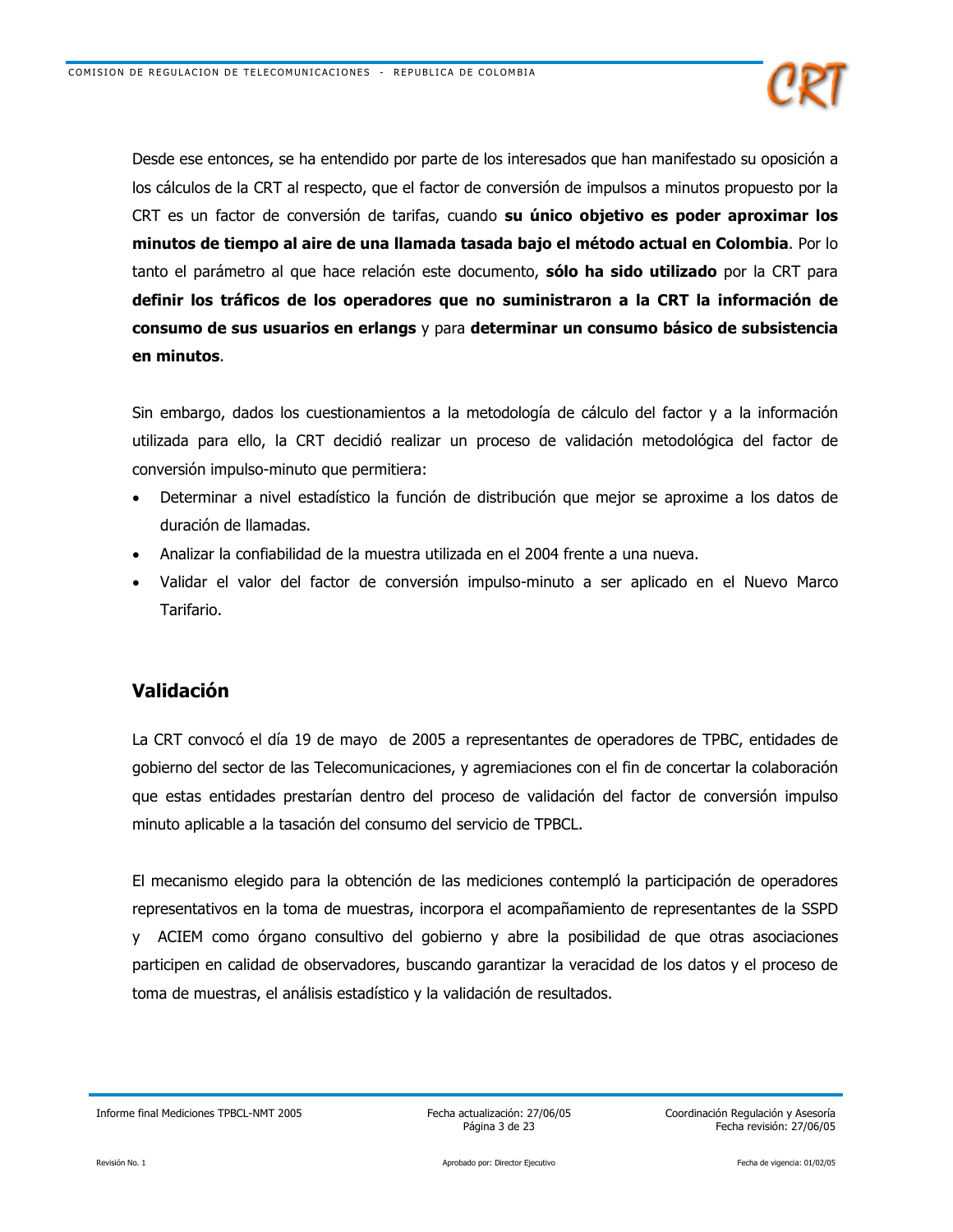Desde ese entonces, se ha entendido por parte de los interesados que han manifestado su oposición a los cálculos de la CRT al respecto, que el factor de conversión de impulsos a minutos propuesto por la CRT es un factor de conversión de tarifas, cuando **su único objetivo es poder aproximar los minutos de tiempo al aire de una llamada tasada bajo el método actual en Colombia**. Por lo tanto el parámetro al que hace relación este documento, **sólo ha sido utilizado** por la CRT para **definir los tráficos de los operadores que no suministraron a la CRT la información de consumo de sus usuarios en erlangs** y para **determinar un consumo básico de subsistencia en minutos**.

Sin embargo, dados los cuestionamientos a la metodología de cálculo del factor y a la información utilizada para ello, la CRT decidió realizar un proceso de validación metodológica del factor de conversión impulso-minuto que permitiera:

- Determinar a nivel estadístico la función de distribución que mejor se aproxime a los datos de duración de llamadas.
- Analizar la confiabilidad de la muestra utilizada en el 2004 frente a una nueva.
- Validar el valor del factor de conversión impulso-minuto a ser aplicado en el Nuevo Marco Tarifario.

## Validación

La CRT convocó el día 19 de mayo de 2005 a representantes de operadores de TPBC, entidades de gobierno del sector de las Telecomunicaciones, y agremiaciones con el fin de concertar la colaboración que estas entidades prestarían dentro del proceso de validación del factor de conversión impulso minuto aplicable a la tasación del consumo del servicio de TPBCL.

El mecanismo elegido para la obtención de las mediciones contempló la participación de operadores representativos en la toma de muestras, incorpora el acompañamiento de representantes de la SSPD y ACIEM como órgano consultivo del gobierno y abre la posibilidad de que otras asociaciones participen en calidad de observadores, buscando garantizar la veracidad de los datos y el proceso de toma de muestras, el análisis estadístico y la validación de resultados.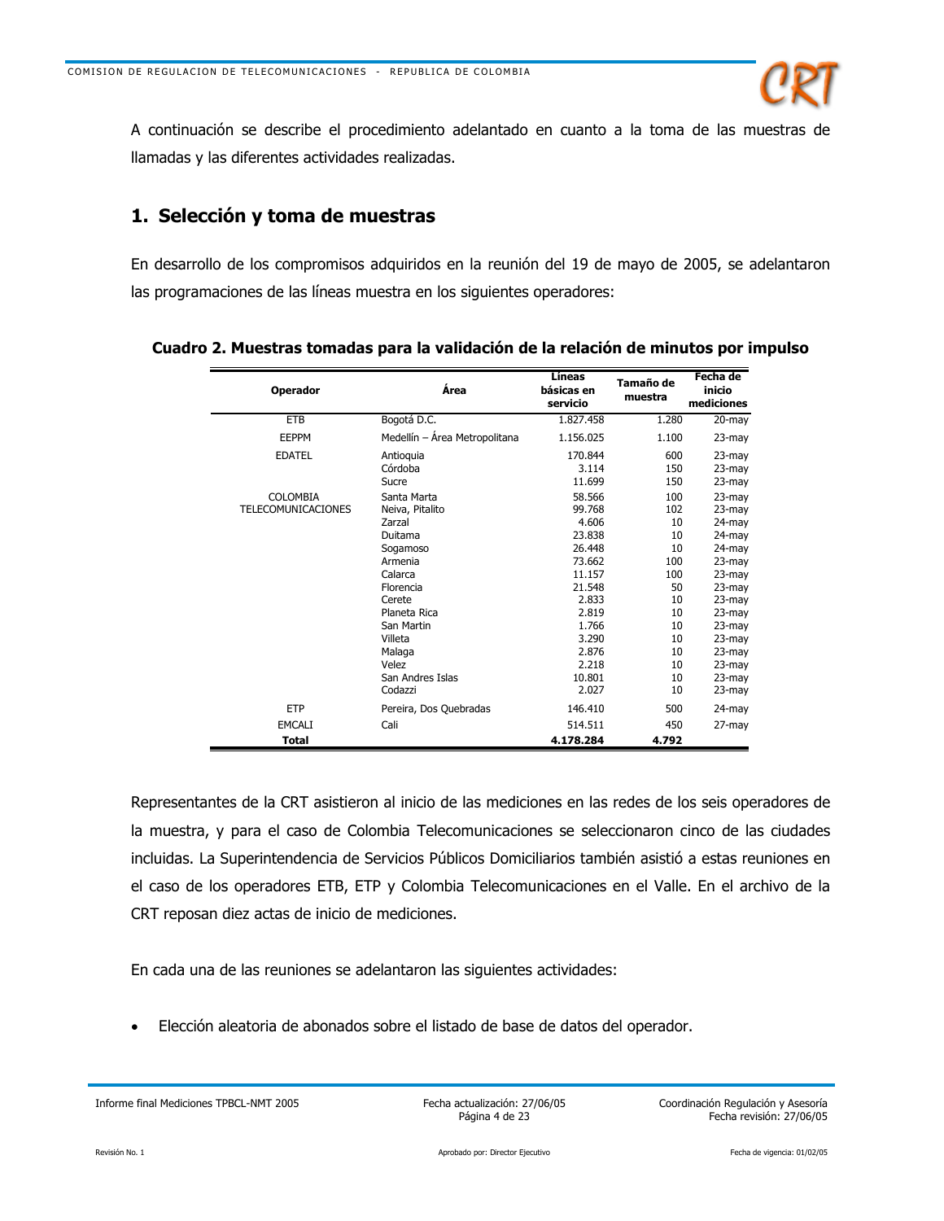A continuación se describe el procedimiento adelantado en cuanto a la toma de las muestras de llamadas y las diferentes actividades realizadas.

## 1. Selección y toma de muestras

En desarrollo de los compromisos adquiridos en la reunión del 19 de mayo de 2005, se adelantaron las programaciones de las líneas muestra en los siguientes operadores:

**Cuadro 2. Muestras tomadas para la validación de la relación de minutos por impulso**

| Operador | Área | Líneas básicas en servicio | Tamaño de muestra | Fecha de inicio mediciones |
|---|---|---|---|---|
| ETB | Bogotá D.C. | 1.827.458 | 1.280 | 20-may |
| EEPPM | Medellín – Área Metropolitana | 1.156.025 | 1.100 | 23-may |
| EDATEL | Antioquia | 170.844 | 600 | 23-may |
| | Córdoba | 3.114 | 150 | 23-may |
| | Sucre | 11.699 | 150 | 23-may |
| COLOMBIA TELECOMUNICACIONES | Santa Marta | 58.566 | 100 | 23-may |
| | Neiva, Pitalito | 99.768 | 102 | 23-may |
| | Zarzal | 4.606 | 10 | 24-may |
| | Duitama | 23.838 | 10 | 24-may |
| | Sogamoso | 26.448 | 10 | 24-may |
| | Armenia | 73.662 | 100 | 23-may |
| | Calarca | 11.157 | 100 | 23-may |
| | Florencia | 21.548 | 50 | 23-may |
| | Cerete | 2.833 | 10 | 23-may |
| | Planeta Rica | 2.819 | 10 | 23-may |
| | San Martin | 1.766 | 10 | 23-may |
| | Villeta | 3.290 | 10 | 23-may |
| | Malaga | 2.876 | 10 | 23-may |
| | Velez | 2.218 | 10 | 23-may |
| | San Andres Islas | 10.801 | 10 | 23-may |
| | Codazzi | 2.027 | 10 | 23-may |
| ETP | Pereira, Dos Quebradas | 146.410 | 500 | 24-may |
| EMCALI | Cali | 514.511 | 450 | 27-may |
| **Total** | | **4.178.284** | **4.792** | |

Representantes de la CRT asistieron al inicio de las mediciones en las redes de los seis operadores de la muestra, y para el caso de Colombia Telecomunicaciones se seleccionaron cinco de las ciudades incluidas. La Superintendencia de Servicios Públicos Domiciliarios también asistió a estas reuniones en el caso de los operadores ETB, ETP y Colombia Telecomunicaciones en el Valle. En el archivo de la CRT reposan diez actas de inicio de mediciones.

En cada una de las reuniones se adelantaron las siguientes actividades:

- Elección aleatoria de abonados sobre el listado de base de datos del operador.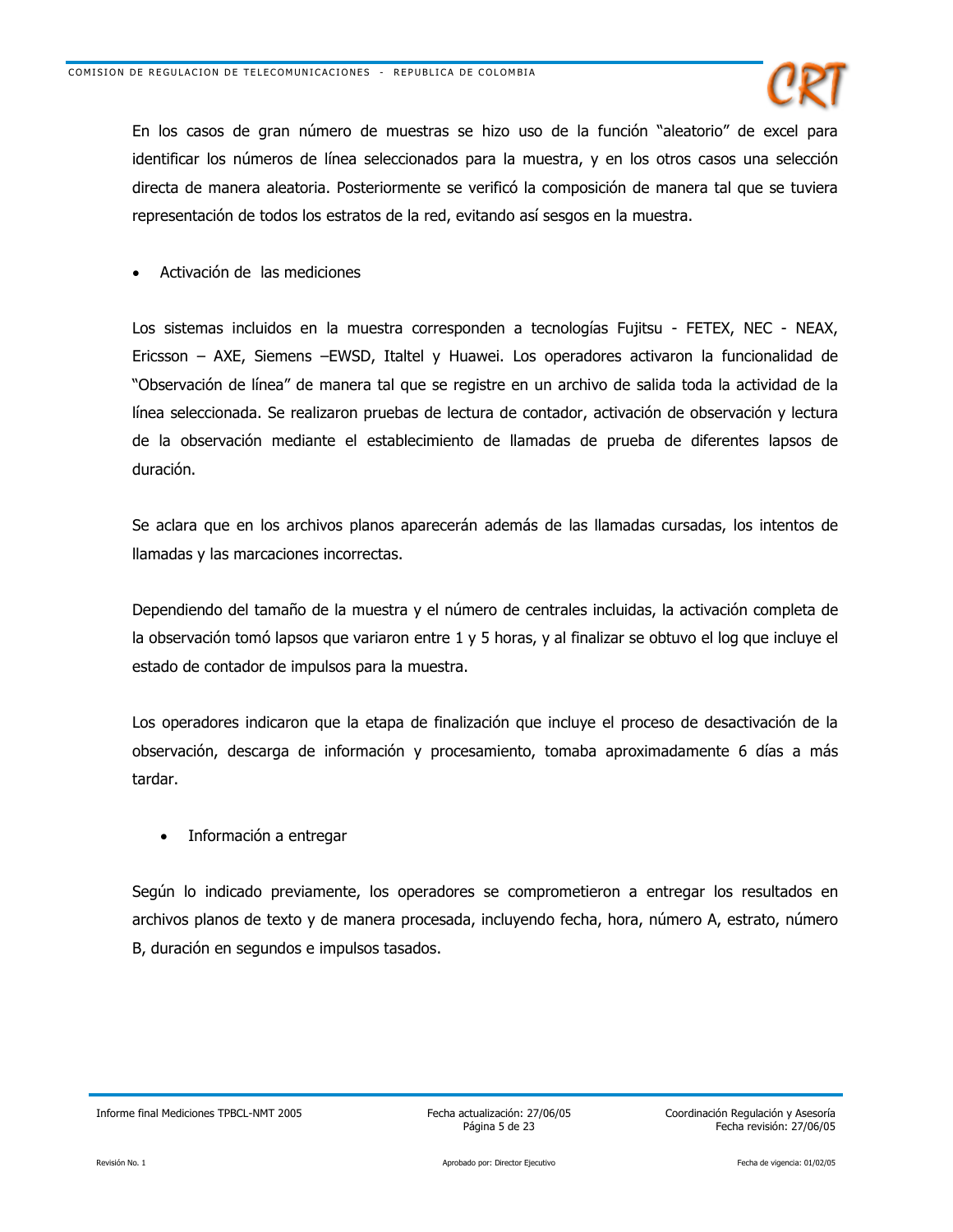En los casos de gran número de muestras se hizo uso de la función "aleatorio" de excel para identificar los números de línea seleccionados para la muestra, y en los otros casos una selección directa de manera aleatoria. Posteriormente se verificó la composición de manera tal que se tuviera representación de todos los estratos de la red, evitando así sesgos en la muestra.

- Activación de las mediciones

Los sistemas incluidos en la muestra corresponden a tecnologías Fujitsu - FETEX, NEC - NEAX, Ericsson – AXE, Siemens –EWSD, Italtel y Huawei. Los operadores activaron la funcionalidad de "Observación de línea" de manera tal que se registre en un archivo de salida toda la actividad de la línea seleccionada. Se realizaron pruebas de lectura de contador, activación de observación y lectura de la observación mediante el establecimiento de llamadas de prueba de diferentes lapsos de duración.

Se aclara que en los archivos planos aparecerán además de las llamadas cursadas, los intentos de llamadas y las marcaciones incorrectas.

Dependiendo del tamaño de la muestra y el número de centrales incluidas, la activación completa de la observación tomó lapsos que variaron entre 1 y 5 horas, y al finalizar se obtuvo el log que incluye el estado de contador de impulsos para la muestra.

Los operadores indicaron que la etapa de finalización que incluye el proceso de desactivación de la observación, descarga de información y procesamiento, tomaba aproximadamente 6 días a más tardar.

- Información a entregar

Según lo indicado previamente, los operadores se comprometieron a entregar los resultados en archivos planos de texto y de manera procesada, incluyendo fecha, hora, número A, estrato, número B, duración en segundos e impulsos tasados.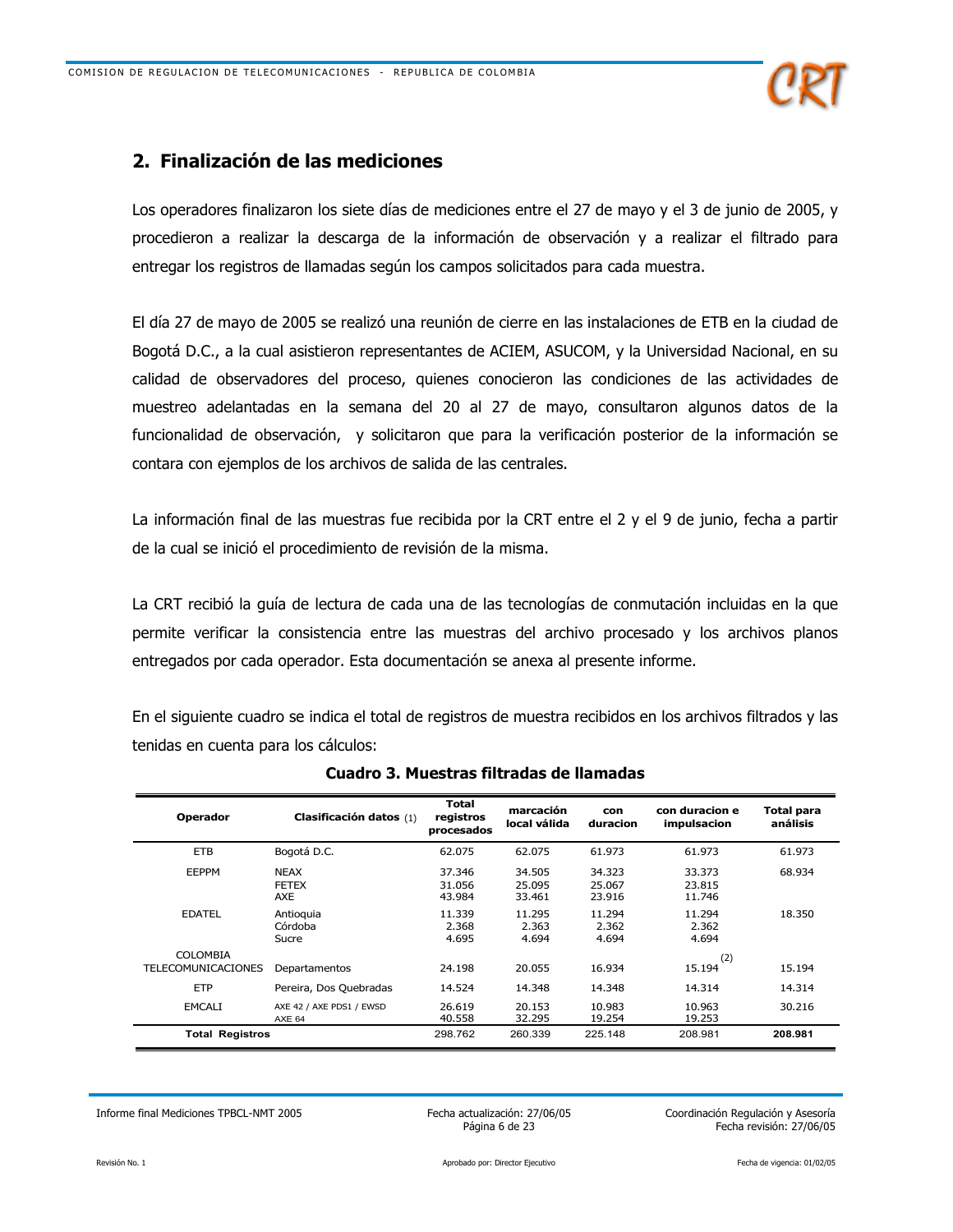## 2. Finalización de las mediciones

Los operadores finalizaron los siete días de mediciones entre el 27 de mayo y el 3 de junio de 2005, y procedieron a realizar la descarga de la información de observación y a realizar el filtrado para entregar los registros de llamadas según los campos solicitados para cada muestra.

El día 27 de mayo de 2005 se realizó una reunión de cierre en las instalaciones de ETB en la ciudad de Bogotá D.C., a la cual asistieron representantes de ACIEM, ASUCOM, y la Universidad Nacional, en su calidad de observadores del proceso, quienes conocieron las condiciones de las actividades de muestreo adelantadas en la semana del 20 al 27 de mayo, consultaron algunos datos de la funcionalidad de observación, y solicitaron que para la verificación posterior de la información se contara con ejemplos de los archivos de salida de las centrales.

La información final de las muestras fue recibida por la CRT entre el 2 y el 9 de junio, fecha a partir de la cual se inició el procedimiento de revisión de la misma.

La CRT recibió la guía de lectura de cada una de las tecnologías de conmutación incluidas en la que permite verificar la consistencia entre las muestras del archivo procesado y los archivos planos entregados por cada operador. Esta documentación se anexa al presente informe.

En el siguiente cuadro se indica el total de registros de muestra recibidos en los archivos filtrados y las tenidas en cuenta para los cálculos:

**Cuadro 3. Muestras filtradas de llamadas**

| Operador | Clasificación datos (1) | Total registros procesados | marcación local válida | con duracion | con duracion e impulsacion | Total para análisis |
|---|---|---|---|---|---|---|
| ETB | Bogotá D.C. | 62.075 | 62.075 | 61.973 | 61.973 | 61.973 |
| EEPPM | NEAX | 37.346 | 34.505 | 34.323 | 33.373 | 68.934 |
| | FETEX | 31.056 | 25.095 | 25.067 | 23.815 | |
| | AXE | 43.984 | 33.461 | 23.916 | 11.746 | |
| EDATEL | Antioquia | 11.339 | 11.295 | 11.294 | 11.294 | 18.350 |
| | Córdoba | 2.368 | 2.363 | 2.362 | 2.362 | |
| | Sucre | 4.695 | 4.694 | 4.694 | 4.694 | |
| COLOMBIA TELECOMUNICACIONES | Departamentos | 24.198 | 20.055 | 16.934 | 15.194 (2) | 15.194 |
| ETP | Pereira, Dos Quebradas | 14.524 | 14.348 | 14.348 | 14.314 | 14.314 |
| EMCALI | AXE 42 / AXE PDS1 / EWSD | 26.619 | 20.153 | 10.983 | 10.963 | 30.216 |
| | AXE 64 | 40.558 | 32.295 | 19.254 | 19.253 | |
| **Total Registros** | | 298.762 | 260.339 | 225.148 | 208.981 | **208.981** |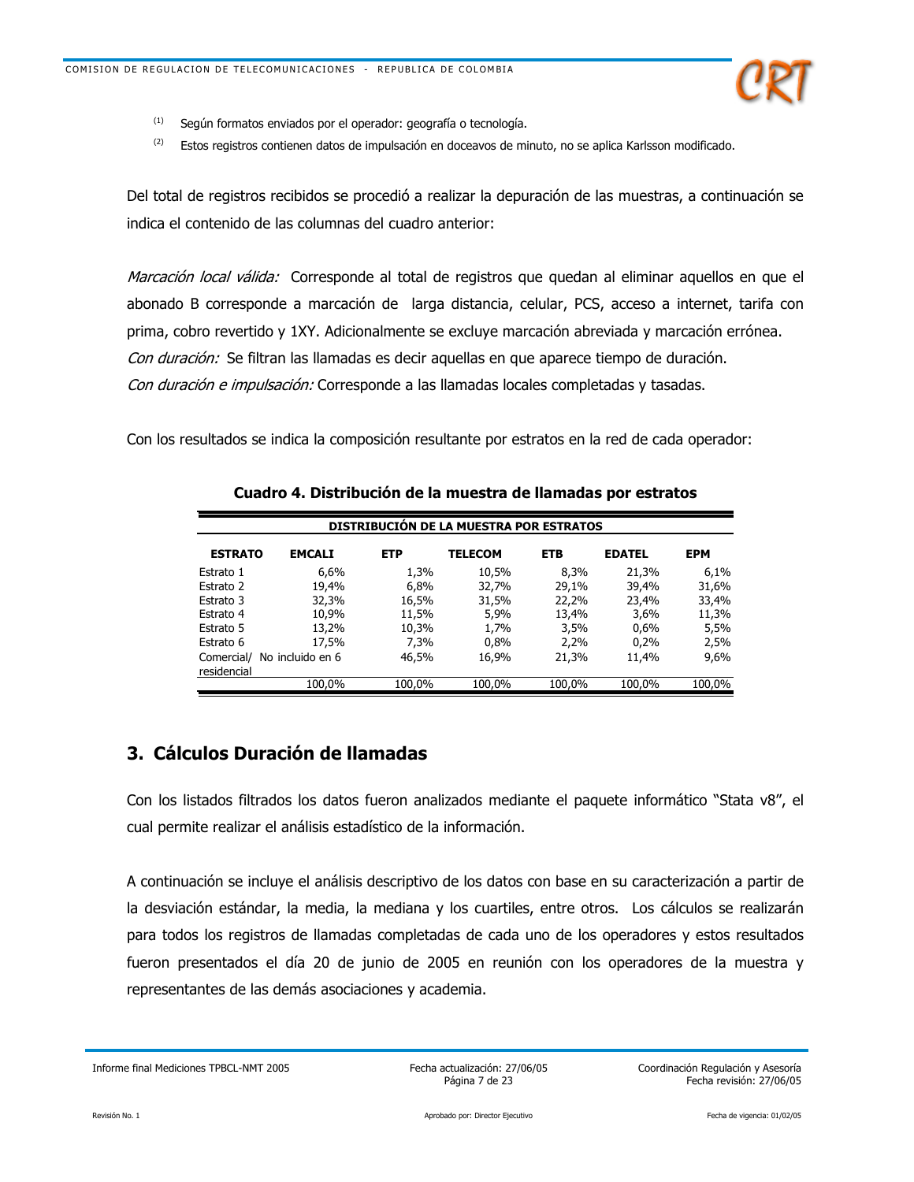(1) Según formatos enviados por el operador: geografía o tecnología.

(2) Estos registros contienen datos de impulsación en doceavos de minuto, no se aplica Karlsson modificado.

Del total de registros recibidos se procedió a realizar la depuración de las muestras, a continuación se indica el contenido de las columnas del cuadro anterior:

*Marcación local válida:* Corresponde al total de registros que quedan al eliminar aquellos en que el abonado B corresponde a marcación de larga distancia, celular, PCS, acceso a internet, tarifa con prima, cobro revertido y 1XY. Adicionalmente se excluye marcación abreviada y marcación errónea.
*Con duración:* Se filtran las llamadas es decir aquellas en que aparece tiempo de duración.
*Con duración e impulsación:* Corresponde a las llamadas locales completadas y tasadas.

Con los resultados se indica la composición resultante por estratos en la red de cada operador:

**Cuadro 4. Distribución de la muestra de llamadas por estratos**

| DISTRIBUCIÓN DE LA MUESTRA POR ESTRATOS | | | | | | |
|---|---|---|---|---|---|---|
| **ESTRATO** | **EMCALI** | **ETP** | **TELECOM** | **ETB** | **EDATEL** | **EPM** |
| Estrato 1 | 6,6% | 1,3% | 10,5% | 8,3% | 21,3% | 6,1% |
| Estrato 2 | 19,4% | 6,8% | 32,7% | 29,1% | 39,4% | 31,6% |
| Estrato 3 | 32,3% | 16,5% | 31,5% | 22,2% | 23,4% | 33,4% |
| Estrato 4 | 10,9% | 11,5% | 5,9% | 13,4% | 3,6% | 11,3% |
| Estrato 5 | 13,2% | 10,3% | 1,7% | 3,5% | 0,6% | 5,5% |
| Estrato 6 | 17,5% | 7,3% | 0,8% | 2,2% | 0,2% | 2,5% |
| Comercial/ residencial | No incluido en 6 | 46,5% | 16,9% | 21,3% | 11,4% | 9,6% |
| | 100,0% | 100,0% | 100,0% | 100,0% | 100,0% | 100,0% |

## 3. Cálculos Duración de llamadas

Con los listados filtrados los datos fueron analizados mediante el paquete informático "Stata v8", el cual permite realizar el análisis estadístico de la información.

A continuación se incluye el análisis descriptivo de los datos con base en su caracterización a partir de la desviación estándar, la media, la mediana y los cuartiles, entre otros. Los cálculos se realizarán para todos los registros de llamadas completadas de cada uno de los operadores y estos resultados fueron presentados el día 20 de junio de 2005 en reunión con los operadores de la muestra y representantes de las demás asociaciones y academia.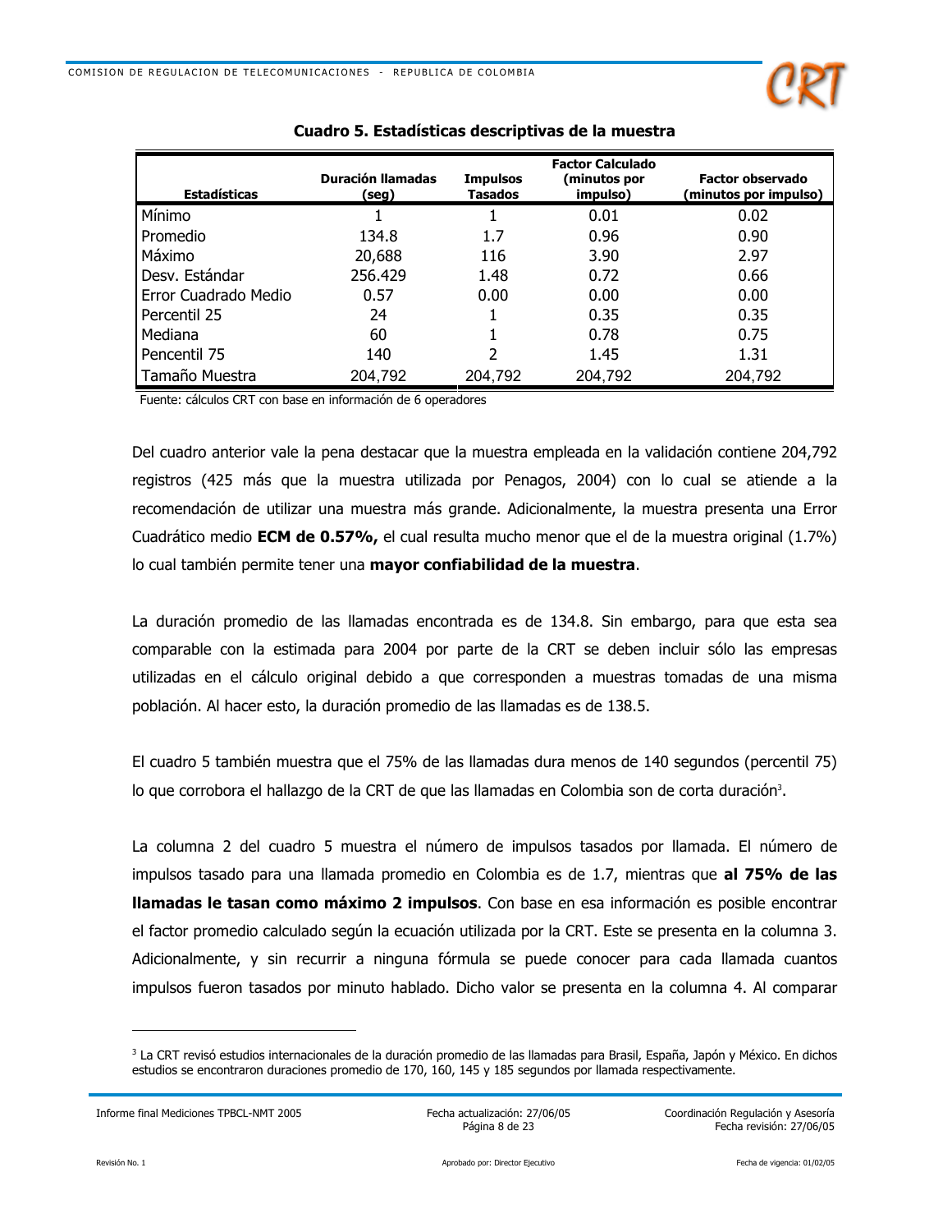**Cuadro 5. Estadísticas descriptivas de la muestra**

| Estadísticas | Duración llamadas (seg) | Impulsos Tasados | Factor Calculado (minutos por impulso) | Factor observado (minutos por impulso) |
|---|---|---|---|---|
| Mínimo | 1 | 1 | 0.01 | 0.02 |
| Promedio | 134.8 | 1.7 | 0.96 | 0.90 |
| Máximo | 20,688 | 116 | 3.90 | 2.97 |
| Desv. Estándar | 256.429 | 1.48 | 0.72 | 0.66 |
| Error Cuadrado Medio | 0.57 | 0.00 | 0.00 | 0.00 |
| Percentil 25 | 24 | 1 | 0.35 | 0.35 |
| Mediana | 60 | 1 | 0.78 | 0.75 |
| Pencentil 75 | 140 | 2 | 1.45 | 1.31 |
| Tamaño Muestra | 204,792 | 204,792 | 204,792 | 204,792 |

Fuente: cálculos CRT con base en información de 6 operadores

Del cuadro anterior vale la pena destacar que la muestra empleada en la validación contiene 204,792 registros (425 más que la muestra utilizada por Penagos, 2004) con lo cual se atiende a la recomendación de utilizar una muestra más grande. Adicionalmente, la muestra presenta una Error Cuadrático medio **ECM de 0.57%,** el cual resulta mucho menor que el de la muestra original (1.7%) lo cual también permite tener una **mayor confiabilidad de la muestra**.

La duración promedio de las llamadas encontrada es de 134.8. Sin embargo, para que esta sea comparable con la estimada para 2004 por parte de la CRT se deben incluir sólo las empresas utilizadas en el cálculo original debido a que corresponden a muestras tomadas de una misma población. Al hacer esto, la duración promedio de las llamadas es de 138.5.

El cuadro 5 también muestra que el 75% de las llamadas dura menos de 140 segundos (percentil 75) lo que corrobora el hallazgo de la CRT de que las llamadas en Colombia son de corta duración[3].

La columna 2 del cuadro 5 muestra el número de impulsos tasados por llamada. El número de impulsos tasado para una llamada promedio en Colombia es de 1.7, mientras que **al 75% de las llamadas le tasan como máximo 2 impulsos**. Con base en esa información es posible encontrar el factor promedio calculado según la ecuación utilizada por la CRT. Este se presenta en la columna 3. Adicionalmente, y sin recurrir a ninguna fórmula se puede conocer para cada llamada cuantos impulsos fueron tasados por minuto hablado. Dicho valor se presenta en la columna 4. Al comparar

[3] La CRT revisó estudios internacionales de la duración promedio de las llamadas para Brasil, España, Japón y México. En dichos estudios se encontraron duraciones promedio de 170, 160, 145 y 185 segundos por llamada respectivamente.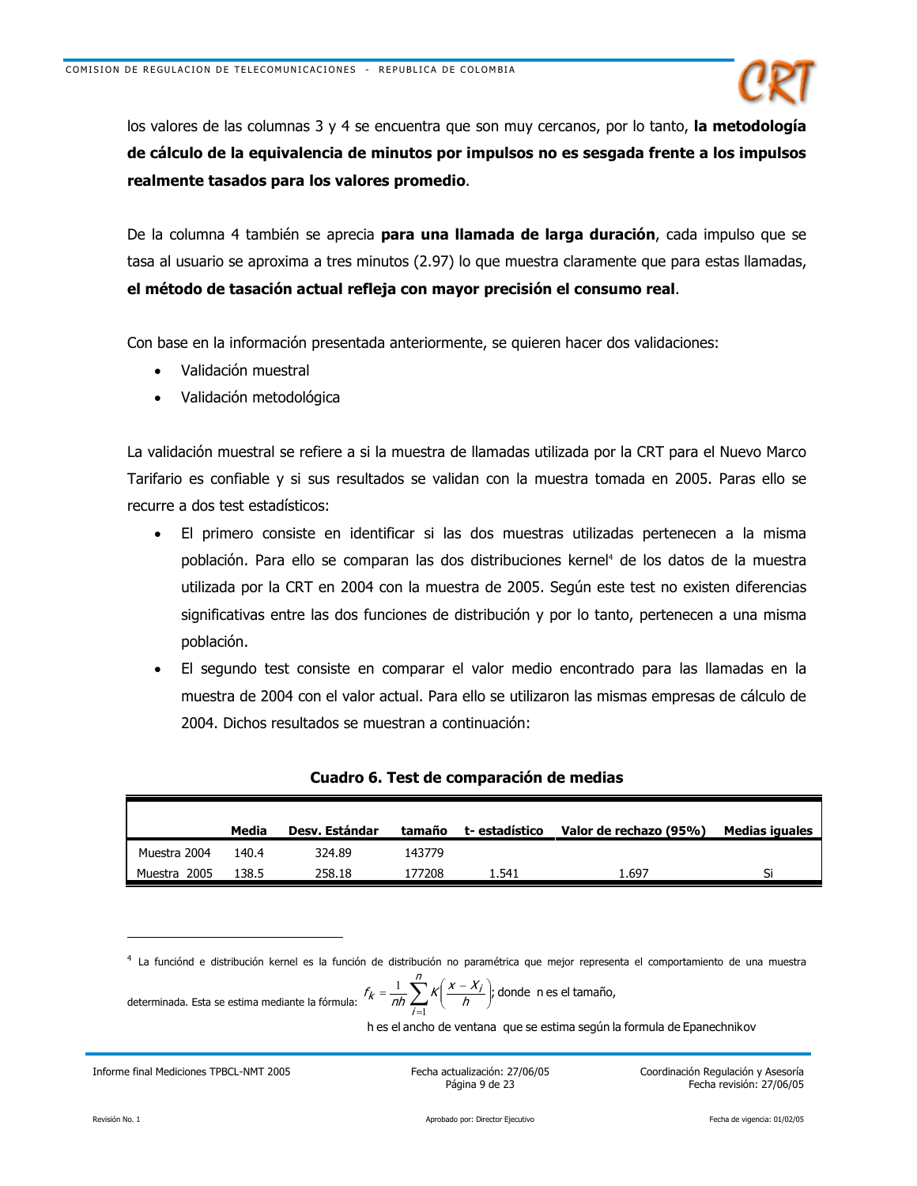los valores de las columnas 3 y 4 se encuentra que son muy cercanos, por lo tanto, **la metodología de cálculo de la equivalencia de minutos por impulsos no es sesgada frente a los impulsos realmente tasados para los valores promedio**.

De la columna 4 también se aprecia **para una llamada de larga duración**, cada impulso que se tasa al usuario se aproxima a tres minutos (2.97) lo que muestra claramente que para estas llamadas, **el método de tasación actual refleja con mayor precisión el consumo real**.

Con base en la información presentada anteriormente, se quieren hacer dos validaciones:

- Validación muestral
- Validación metodológica

La validación muestral se refiere a si la muestra de llamadas utilizada por la CRT para el Nuevo Marco Tarifario es confiable y si sus resultados se validan con la muestra tomada en 2005. Paras ello se recurre a dos test estadísticos:

- El primero consiste en identificar si las dos muestras utilizadas pertenecen a la misma población. Para ello se comparan las dos distribuciones kernel[4] de los datos de la muestra utilizada por la CRT en 2004 con la muestra de 2005. Según este test no existen diferencias significativas entre las dos funciones de distribución y por lo tanto, pertenecen a una misma población.
- El segundo test consiste en comparar el valor medio encontrado para las llamadas en la muestra de 2004 con el valor actual. Para ello se utilizaron las mismas empresas de cálculo de 2004. Dichos resultados se muestran a continuación:

**Cuadro 6. Test de comparación de medias**

| | Media | Desv. Estándar | tamaño | t- estadístico | Valor de rechazo (95%) | Medias iguales |
|---|---|---|---|---|---|---|
| Muestra 2004 | 140.4 | 324.89 | 143779 | | | |
| Muestra 2005 | 138.5 | 258.18 | 177208 | 1.541 | 1.697 | Si |

[4] La funciónd e distribución kernel es la función de distribución no paramétrica que mejor representa el comportamiento de una muestra determinada. Esta se estima mediante la fórmula: $f_k = \frac{1}{nh}\sum_{i=1}^{n} K\left(\frac{x - X_i}{h}\right)$; donde n es el tamaño, h es el ancho de ventana que se estima según la formula de Epanechnikov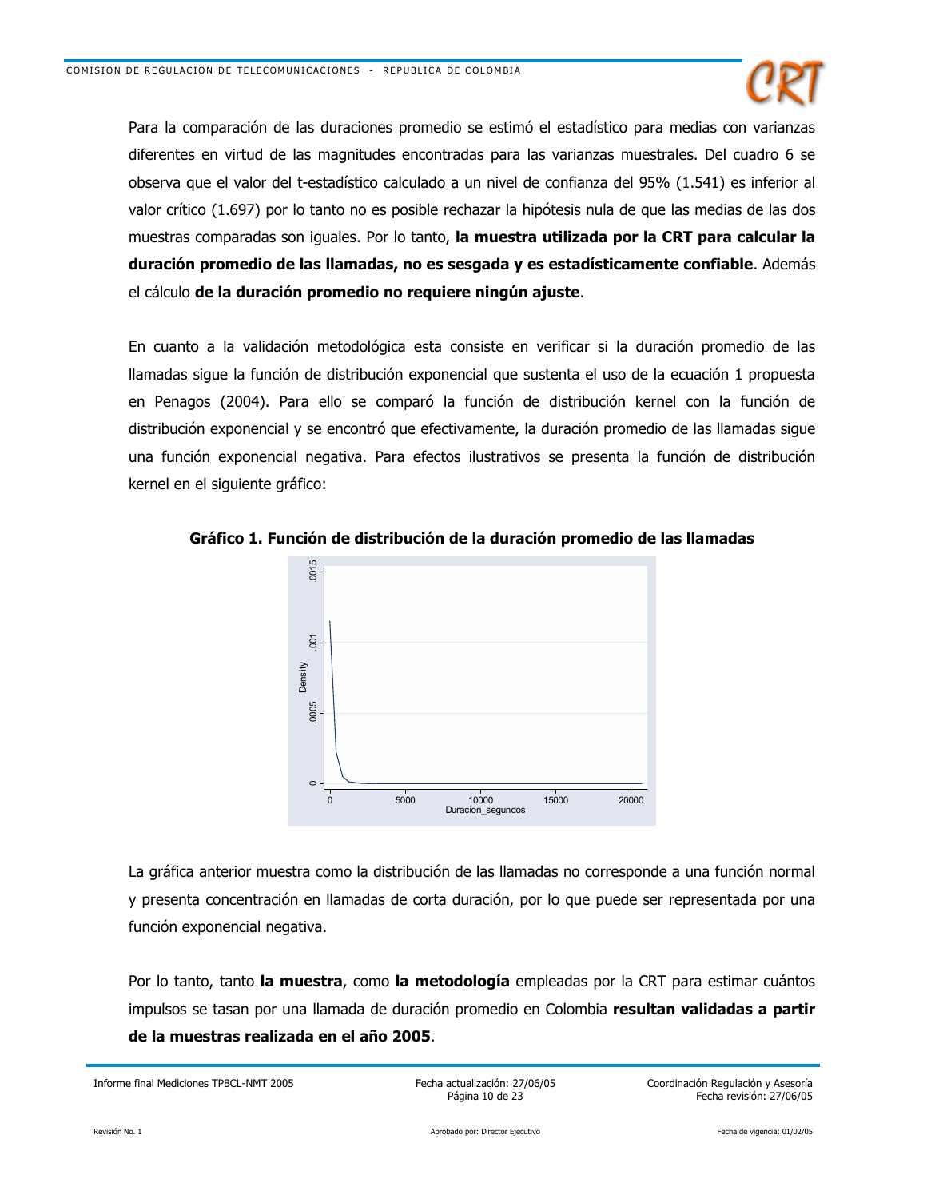Para la comparación de las duraciones promedio se estimó el estadístico para medias con varianzas diferentes en virtud de las magnitudes encontradas para las varianzas muestrales. Del cuadro 6 se observa que el valor del t-estadístico calculado a un nivel de confianza del 95% (1.541) es inferior al valor crítico (1.697) por lo tanto no es posible rechazar la hipótesis nula de que las medias de las dos muestras comparadas son iguales. Por lo tanto, **la muestra utilizada por la CRT para calcular la duración promedio de las llamadas, no es sesgada y es estadísticamente confiable**. Además el cálculo **de la duración promedio no requiere ningún ajuste**.

En cuanto a la validación metodológica esta consiste en verificar si la duración promedio de las llamadas sigue la función de distribución exponencial que sustenta el uso de la ecuación 1 propuesta en Penagos (2004). Para ello se comparó la función de distribución kernel con la función de distribución exponencial y se encontró que efectivamente, la duración promedio de las llamadas sigue una función exponencial negativa. Para efectos ilustrativos se presenta la función de distribución kernel en el siguiente gráfico:

**Gráfico 1. Función de distribución de la duración promedio de las llamadas**

La gráfica anterior muestra como la distribución de las llamadas no corresponde a una función normal y presenta concentración en llamadas de corta duración, por lo que puede ser representada por una función exponencial negativa.

Por lo tanto, tanto **la muestra**, como **la metodología** empleadas por la CRT para estimar cuántos impulsos se tasan por una llamada de duración promedio en Colombia **resultan validadas a partir de la muestras realizada en el año 2005**.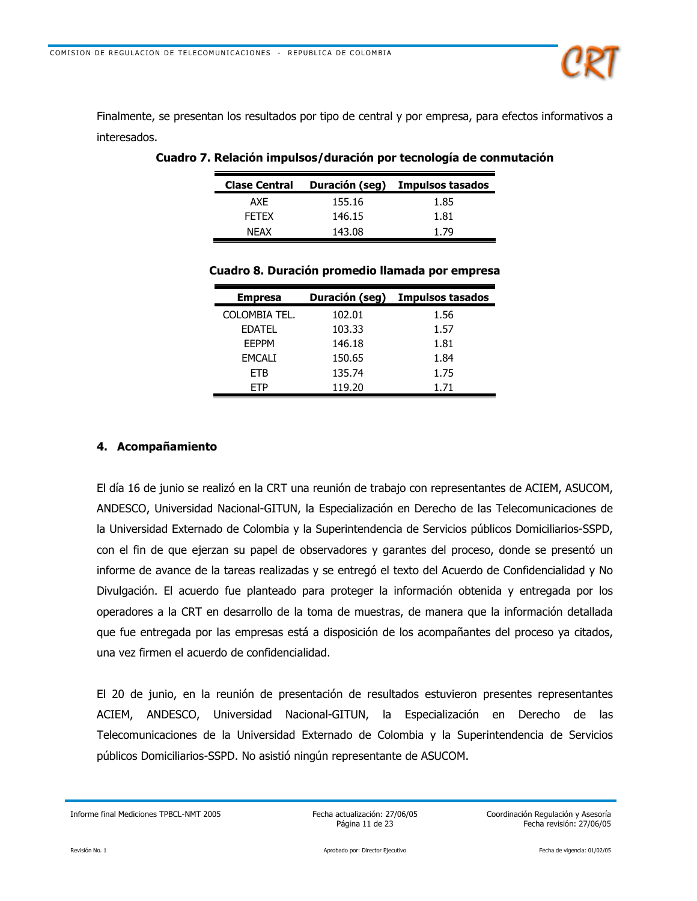Finalmente, se presentan los resultados por tipo de central y por empresa, para efectos informativos a interesados.

**Cuadro 7. Relación impulsos/duración por tecnología de conmutación**

| Clase Central | Duración (seg) | Impulsos tasados |
|---|---|---|
| AXE | 155.16 | 1.85 |
| FETEX | 146.15 | 1.81 |
| NEAX | 143.08 | 1.79 |

**Cuadro 8. Duración promedio llamada por empresa**

| Empresa | Duración (seg) | Impulsos tasados |
|---|---|---|
| COLOMBIA TEL. | 102.01 | 1.56 |
| EDATEL | 103.33 | 1.57 |
| EEPPM | 146.18 | 1.81 |
| EMCALI | 150.65 | 1.84 |
| ETB | 135.74 | 1.75 |
| ETP | 119.20 | 1.71 |

## 4. Acompañamiento

El día 16 de junio se realizó en la CRT una reunión de trabajo con representantes de ACIEM, ASUCOM, ANDESCO, Universidad Nacional-GITUN, la Especialización en Derecho de las Telecomunicaciones de la Universidad Externado de Colombia y la Superintendencia de Servicios públicos Domiciliarios-SSPD, con el fin de que ejerzan su papel de observadores y garantes del proceso, donde se presentó un informe de avance de la tareas realizadas y se entregó el texto del Acuerdo de Confidencialidad y No Divulgación. El acuerdo fue planteado para proteger la información obtenida y entregada por los operadores a la CRT en desarrollo de la toma de muestras, de manera que la información detallada que fue entregada por las empresas está a disposición de los acompañantes del proceso ya citados, una vez firmen el acuerdo de confidencialidad.

El 20 de junio, en la reunión de presentación de resultados estuvieron presentes representantes ACIEM, ANDESCO, Universidad Nacional-GITUN, la Especialización en Derecho de las Telecomunicaciones de la Universidad Externado de Colombia y la Superintendencia de Servicios públicos Domiciliarios-SSPD. No asistió ningún representante de ASUCOM.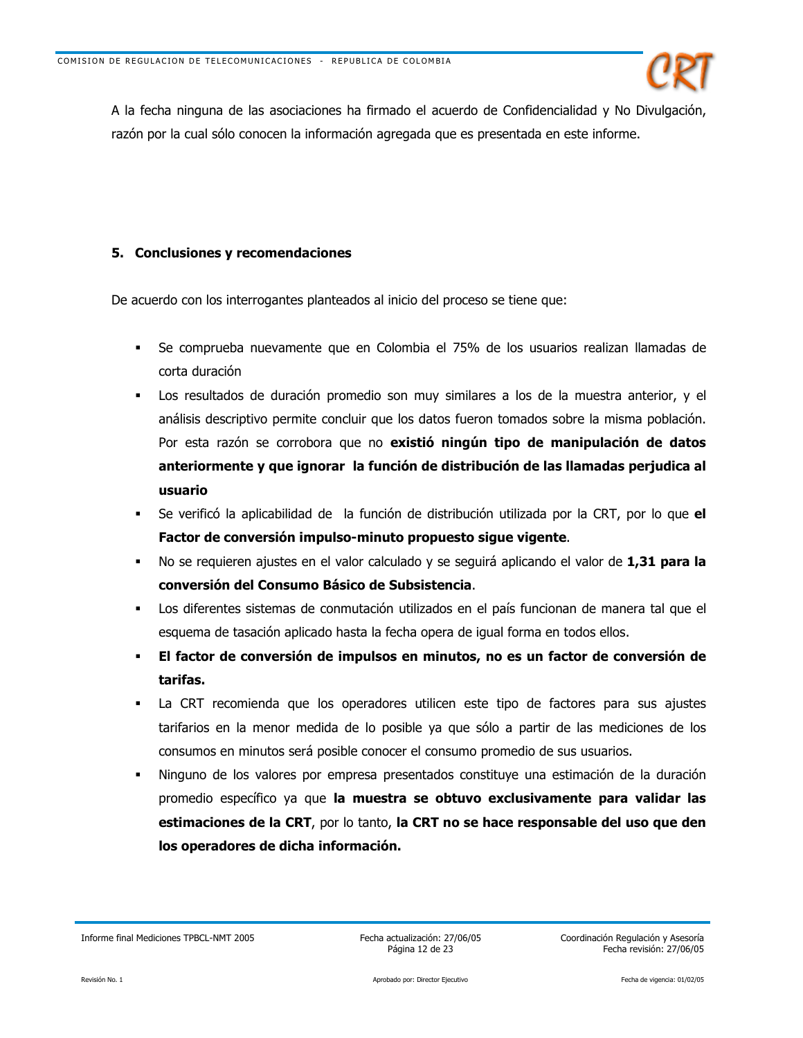A la fecha ninguna de las asociaciones ha firmado el acuerdo de Confidencialidad y No Divulgación, razón por la cual sólo conocen la información agregada que es presentada en este informe.

## 5. Conclusiones y recomendaciones

De acuerdo con los interrogantes planteados al inicio del proceso se tiene que:

- Se comprueba nuevamente que en Colombia el 75% de los usuarios realizan llamadas de corta duración
- Los resultados de duración promedio son muy similares a los de la muestra anterior, y el análisis descriptivo permite concluir que los datos fueron tomados sobre la misma población. Por esta razón se corrobora que no **existió ningún tipo de manipulación de datos anteriormente y que ignorar la función de distribución de las llamadas perjudica al usuario**
- Se verificó la aplicabilidad de la función de distribución utilizada por la CRT, por lo que **el Factor de conversión impulso-minuto propuesto sigue vigente**.
- No se requieren ajustes en el valor calculado y se seguirá aplicando el valor de **1,31 para la conversión del Consumo Básico de Subsistencia**.
- Los diferentes sistemas de conmutación utilizados en el país funcionan de manera tal que el esquema de tasación aplicado hasta la fecha opera de igual forma en todos ellos.
- **El factor de conversión de impulsos en minutos, no es un factor de conversión de tarifas.**
- La CRT recomienda que los operadores utilicen este tipo de factores para sus ajustes tarifarios en la menor medida de lo posible ya que sólo a partir de las mediciones de los consumos en minutos será posible conocer el consumo promedio de sus usuarios.
- Ninguno de los valores por empresa presentados constituye una estimación de la duración promedio específico ya que **la muestra se obtuvo exclusivamente para validar las estimaciones de la CRT**, por lo tanto, **la CRT no se hace responsable del uso que den los operadores de dicha información.**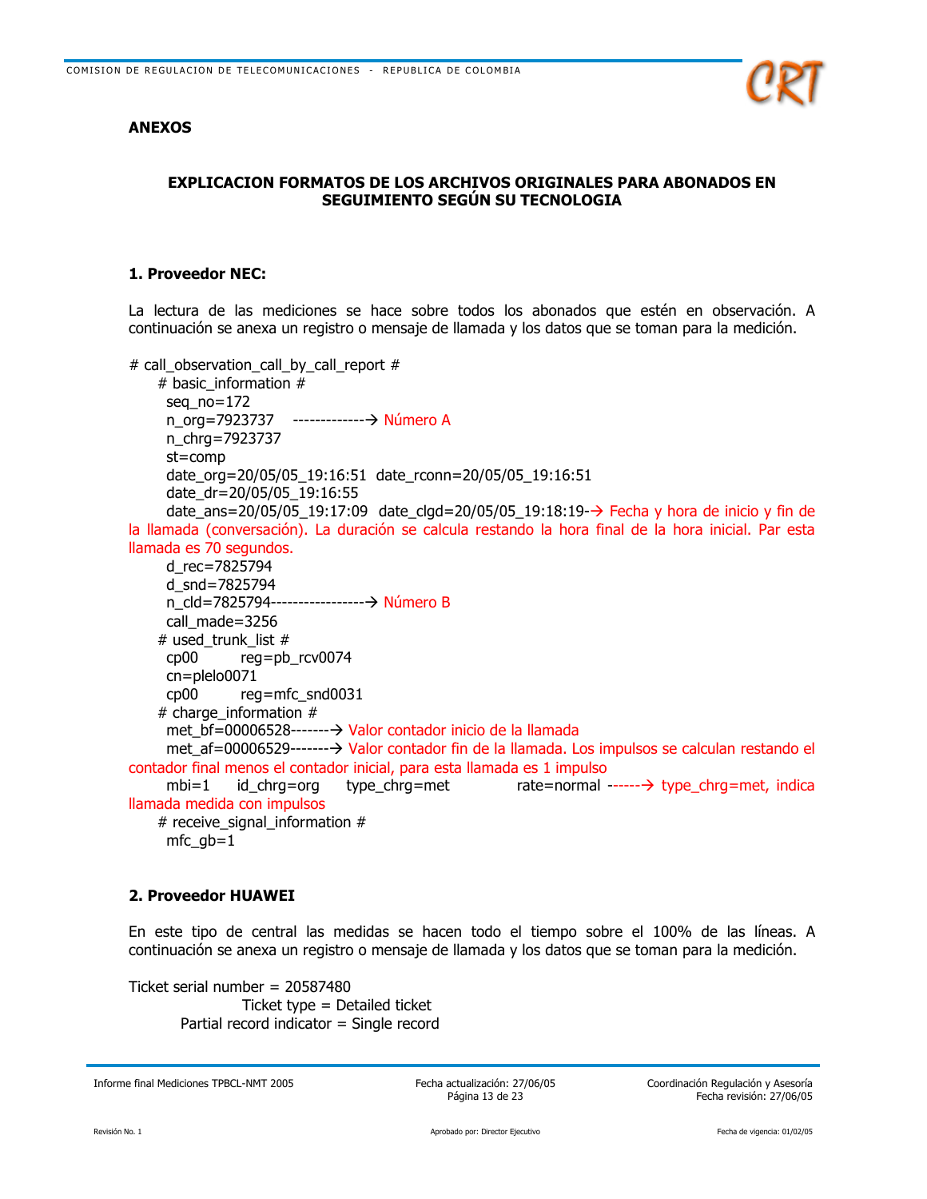## ANEXOS

### EXPLICACION FORMATOS DE LOS ARCHIVOS ORIGINALES PARA ABONADOS EN SEGUIMIENTO SEGÚN SU TECNOLOGIA

### 1. Proveedor NEC:

La lectura de las mediciones se hace sobre todos los abonados que estén en observación. A continuación se anexa un registro o mensaje de llamada y los datos que se toman para la medición.

```
# call_observation_call_by_call_report #
    # basic_information #
      seq_no=172
      n_org=7923737   -------------→ Número A
      n_chrg=7923737
      st=comp
      date_org=20/05/05_19:16:51  date_rconn=20/05/05_19:16:51
      date_dr=20/05/05_19:16:55
      date_ans=20/05/05_19:17:09  date_clgd=20/05/05_19:18:19-→ Fecha y hora de inicio y fin de la llamada (conversación). La duración se calcula restando la hora final de la hora inicial. Par esta llamada es 70 segundos.
      d_rec=7825794
      d_snd=7825794
      n_cld=7825794-----------------→ Número B
      call_made=3256
    # used_trunk_list #
      cp00        reg=pb_rcv0074
      cn=plelo0071
      cp00        reg=mfc_snd0031
    # charge_information #
      met_bf=00006528-------→ Valor contador inicio de la llamada
      met_af=00006529-------→ Valor contador fin de la llamada. Los impulsos se calculan restando el contador final menos el contador inicial, para esta llamada es 1 impulso
      mbi=1     id_chrg=org     type_chrg=met           rate=normal ------→ type_chrg=met, indica llamada medida con impulsos
    # receive_signal_information #
      mfc_gb=1
```

### 2. Proveedor HUAWEI

En este tipo de central las medidas se hacen todo el tiempo sobre el 100% de las líneas. A continuación se anexa un registro o mensaje de llamada y los datos que se toman para la medición.

```
Ticket serial number = 20587480
              Ticket type = Detailed ticket
      Partial record indicator = Single record
```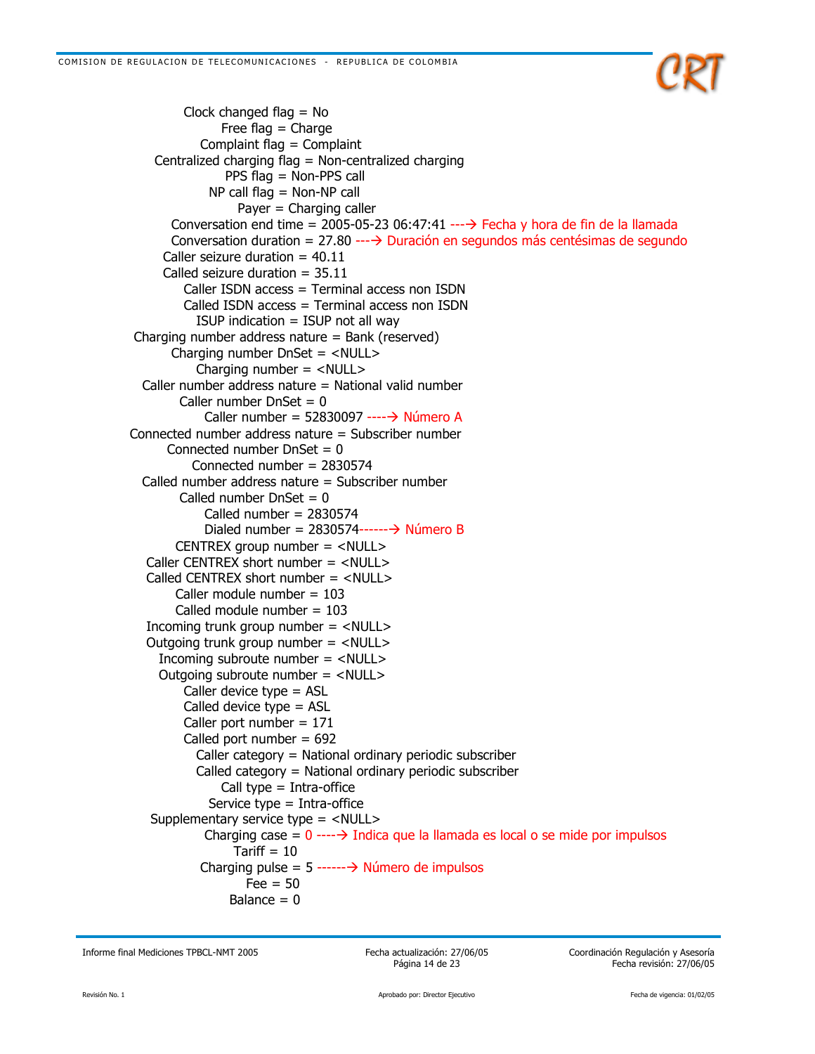```
Clock changed flag = No
Free flag = Charge
Complaint flag = Complaint
Centralized charging flag = Non-centralized charging
PPS flag = Non-PPS call
NP call flag = Non-NP call
Payer = Charging caller
Conversation end time = 2005-05-23 06:47:41 ---> Fecha y hora de fin de la llamada
Conversation duration = 27.80 ---> Duración en segundos más centésimas de segundo
Caller seizure duration = 40.11
Called seizure duration = 35.11
Caller ISDN access = Terminal access non ISDN
Called ISDN access = Terminal access non ISDN
ISUP indication = ISUP not all way
Charging number address nature = Bank (reserved)
Charging number DnSet = <NULL>
Charging number = <NULL>
Caller number address nature = National valid number
Caller number DnSet = 0
Caller number = 52830097 ----> Número A
Connected number address nature = Subscriber number
Connected number DnSet = 0
Connected number = 2830574
Called number address nature = Subscriber number
Called number DnSet = 0
Called number = 2830574
Dialed number = 2830574------> Número B
CENTREX group number = <NULL>
Caller CENTREX short number = <NULL>
Called CENTREX short number = <NULL>
Caller module number = 103
Called module number = 103
Incoming trunk group number = <NULL>
Outgoing trunk group number = <NULL>
Incoming subroute number = <NULL>
Outgoing subroute number = <NULL>
Caller device type = ASL
Called device type = ASL
Caller port number = 171
Called port number = 692
Caller category = National ordinary periodic subscriber
Called category = National ordinary periodic subscriber
Call type = Intra-office
Service type = Intra-office
Supplementary service type = <NULL>
Charging case = 0 ----> Indica que la llamada es local o se mide por impulsos
Tariff = 10
Charging pulse = 5 ------> Número de impulsos
Fee = 50
Balance = 0
```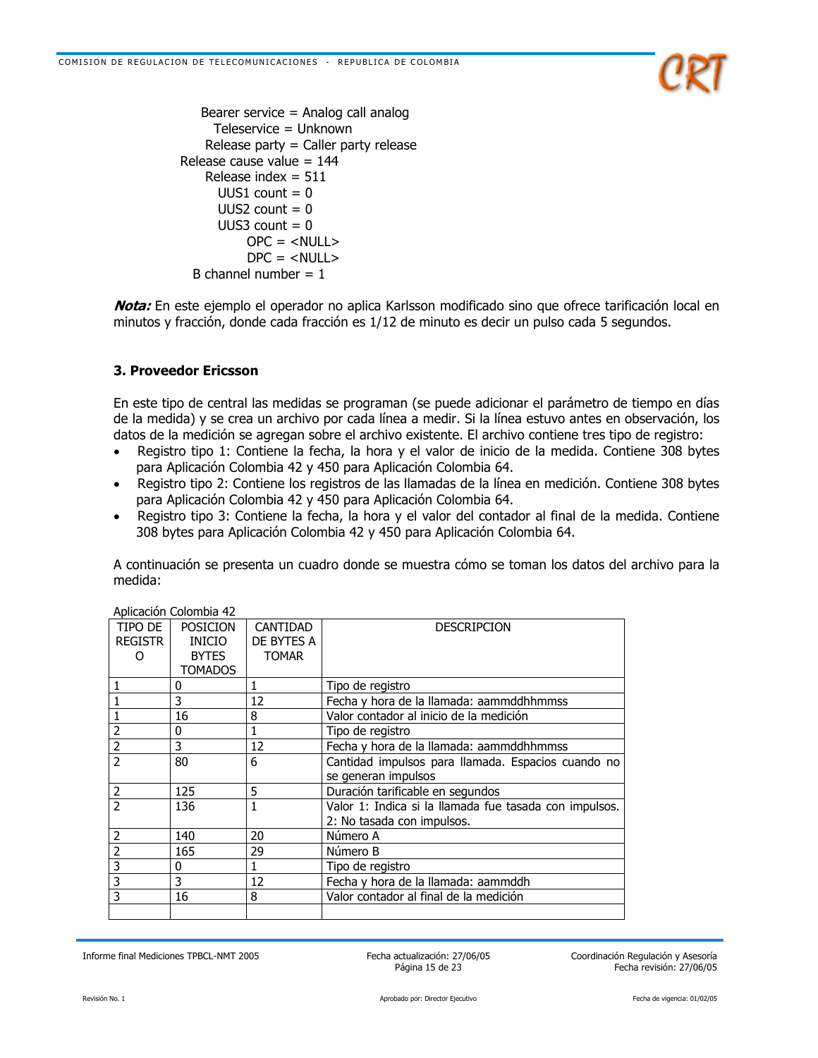```
Bearer service = Analog call analog
Teleservice = Unknown
Release party = Caller party release
Release cause value = 144
Release index = 511
UUS1 count = 0
UUS2 count = 0
UUS3 count = 0
OPC = <NULL>
DPC = <NULL>
B channel number = 1
```

***Nota:*** En este ejemplo el operador no aplica Karlsson modificado sino que ofrece tarificación local en minutos y fracción, donde cada fracción es 1/12 de minuto es decir un pulso cada 5 segundos.

### 3. Proveedor Ericsson

En este tipo de central las medidas se programan (se puede adicionar el parámetro de tiempo en días de la medida) y se crea un archivo por cada línea a medir. Si la línea estuvo antes en observación, los datos de la medición se agregan sobre el archivo existente. El archivo contiene tres tipo de registro:

- Registro tipo 1: Contiene la fecha, la hora y el valor de inicio de la medida. Contiene 308 bytes para Aplicación Colombia 42 y 450 para Aplicación Colombia 64.
- Registro tipo 2: Contiene los registros de las llamadas de la línea en medición. Contiene 308 bytes para Aplicación Colombia 42 y 450 para Aplicación Colombia 64.
- Registro tipo 3: Contiene la fecha, la hora y el valor del contador al final de la medida. Contiene 308 bytes para Aplicación Colombia 42 y 450 para Aplicación Colombia 64.

A continuación se presenta un cuadro donde se muestra cómo se toman los datos del archivo para la medida:

Aplicación Colombia 42

| TIPO DE REGISTRO | POSICION INICIO BYTES TOMADOS | CANTIDAD DE BYTES A TOMAR | DESCRIPCION |
|---|---|---|---|
| 1 | 0 | 1 | Tipo de registro |
| 1 | 3 | 12 | Fecha y hora de la llamada: aammddhhmmss |
| 1 | 16 | 8 | Valor contador al inicio de la medición |
| 2 | 0 | 1 | Tipo de registro |
| 2 | 3 | 12 | Fecha y hora de la llamada: aammddhhmmss |
| 2 | 80 | 6 | Cantidad impulsos para llamada. Espacios cuando no se generan impulsos |
| 2 | 125 | 5 | Duración tarificable en segundos |
| 2 | 136 | 1 | Valor 1: Indica si la llamada fue tasada con impulsos. 2: No tasada con impulsos. |
| 2 | 140 | 20 | Número A |
| 2 | 165 | 29 | Número B |
| 3 | 0 | 1 | Tipo de registro |
| 3 | 3 | 12 | Fecha y hora de la llamada: aammddh |
| 3 | 16 | 8 | Valor contador al final de la medición |
| | | | |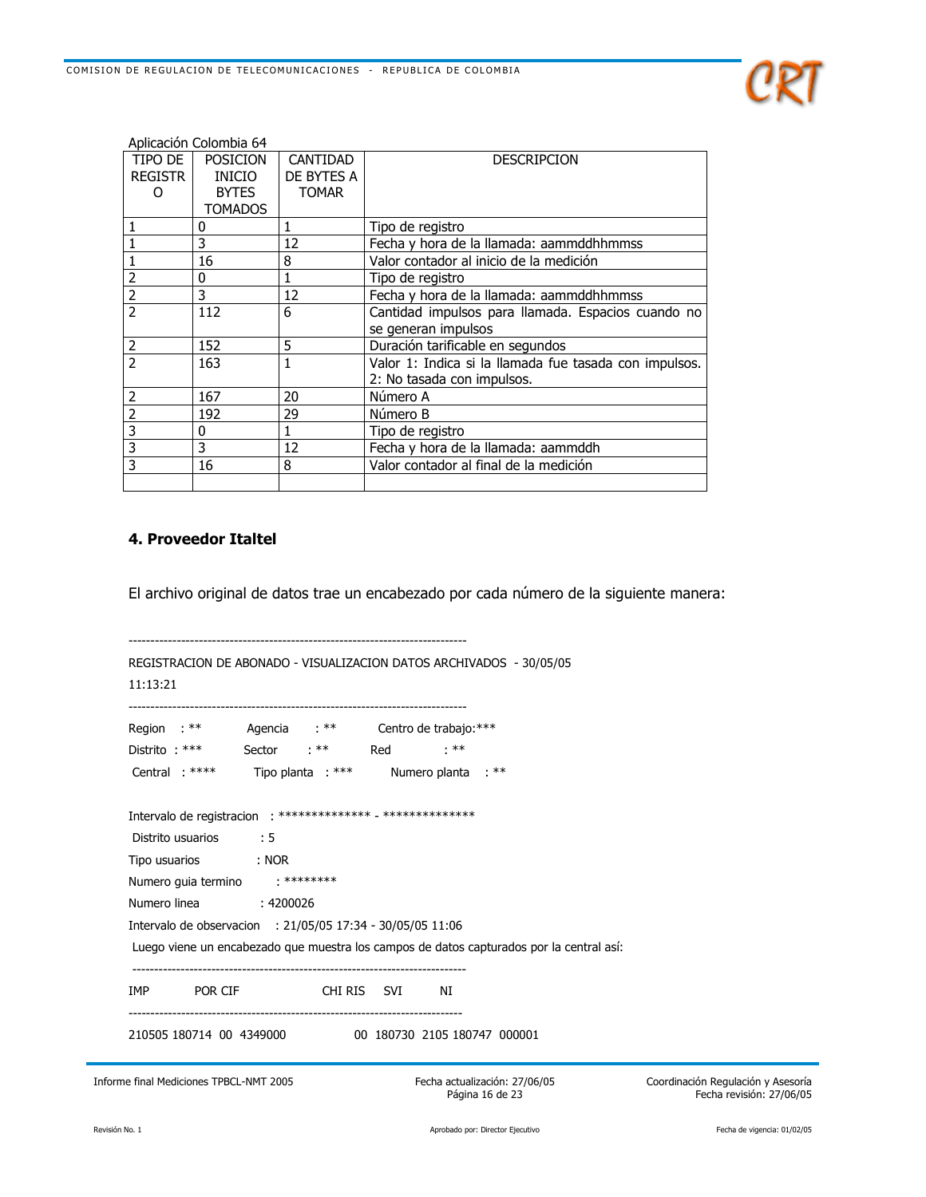Aplicación Colombia 64

| TIPO DE REGISTRO | POSICION INICIO BYTES TOMADOS | CANTIDAD DE BYTES A TOMAR | DESCRIPCION |
|---|---|---|---|
| 1 | 0 | 1 | Tipo de registro |
| 1 | 3 | 12 | Fecha y hora de la llamada: aammddhhmmss |
| 1 | 16 | 8 | Valor contador al inicio de la medición |
| 2 | 0 | 1 | Tipo de registro |
| 2 | 3 | 12 | Fecha y hora de la llamada: aammddhhmmss |
| 2 | 112 | 6 | Cantidad impulsos para llamada. Espacios cuando no se generan impulsos |
| 2 | 152 | 5 | Duración tarificable en segundos |
| 2 | 163 | 1 | Valor 1: Indica si la llamada fue tasada con impulsos. 2: No tasada con impulsos. |
| 2 | 167 | 20 | Número A |
| 2 | 192 | 29 | Número B |
| 3 | 0 | 1 | Tipo de registro |
| 3 | 3 | 12 | Fecha y hora de la llamada: aammddh |
| 3 | 16 | 8 | Valor contador al final de la medición |
| | | | |

## 4. Proveedor Italtel

El archivo original de datos trae un encabezado por cada número de la siguiente manera:

```
-----------------------------------------------------------------------------
REGISTRACION DE ABONADO - VISUALIZACION DATOS ARCHIVADOS  - 30/05/05
11:13:21
-----------------------------------------------------------------------------
Region    : **         Agencia      : **        Centro de trabajo:***
Distrito  : ***        Sector       : **        Red          : **
 Central  : ****       Tipo planta  : ***       Numero planta   : **

Intervalo de registracion   : ************** - **************
 Distrito usuarios          : 5
Tipo usuarios              : NOR
Numero guia termino         : ********
Numero linea               : 4200026
Intervalo de observacion    : 21/05/05 17:34 - 30/05/05 11:06
```

Luego viene un encabezado que muestra los campos de datos capturados por la central así:

```
-----------------------------------------------------------------------------
IMP        POR CIF                 CHI RIS    SVI      NI
-----------------------------------------------------------------------------
210505 180714  00  4349000            00  180730  2105 180747  000001
```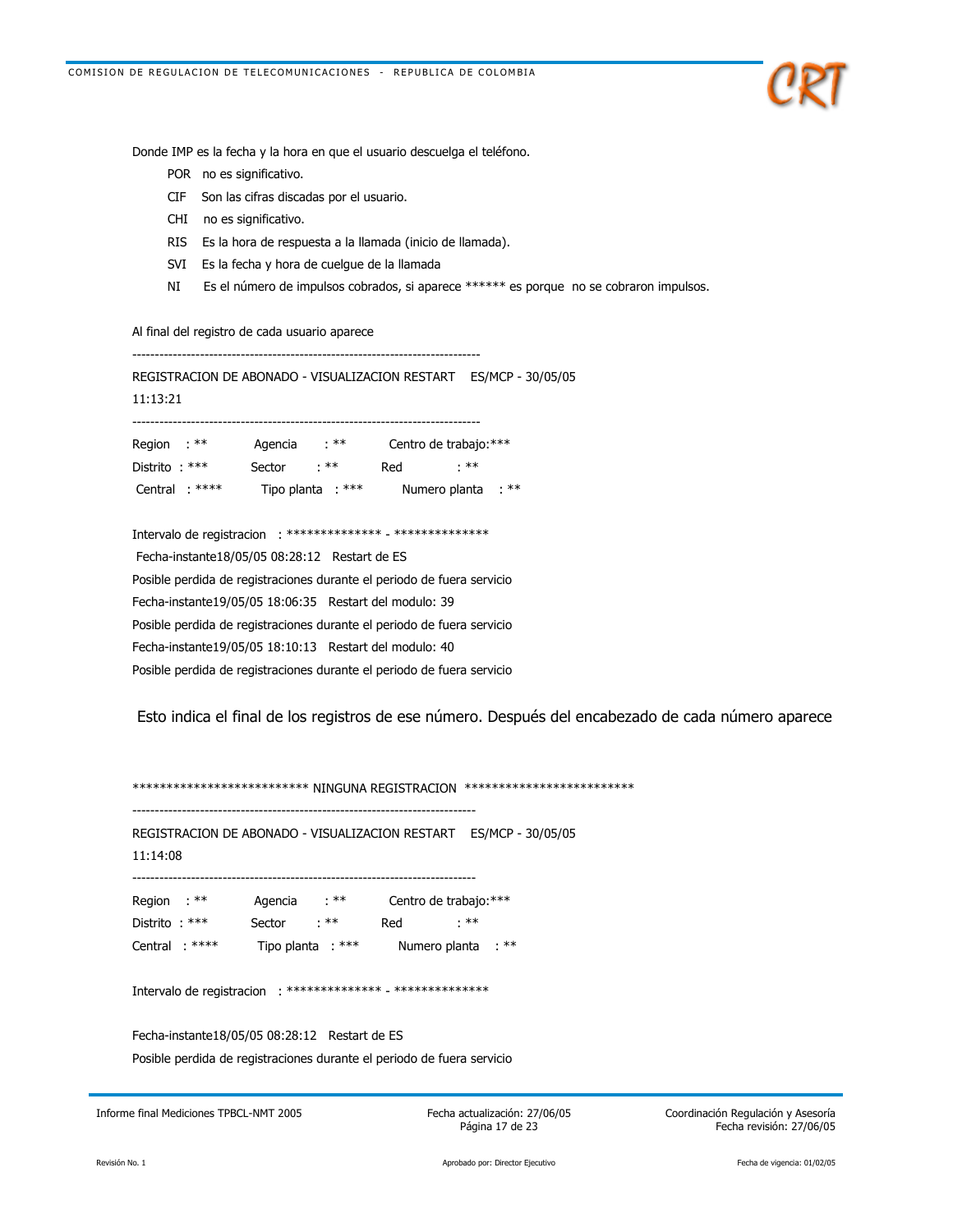Donde IMP es la fecha y la hora en que el usuario descuelga el teléfono.

- POR no es significativo.
- CIF Son las cifras discadas por el usuario.
- CHI no es significativo.
- RIS Es la hora de respuesta a la llamada (inicio de llamada).
- SVI Es la fecha y hora de cuelgue de la llamada
- NI Es el número de impulsos cobrados, si aparece ****** es porque no se cobraron impulsos.

Al final del registro de cada usuario aparece

```
-----------------------------------------------------------------------------
REGISTRACION DE ABONADO - VISUALIZACION RESTART    ES/MCP - 30/05/05
11:13:21
-----------------------------------------------------------------------------
Region   : **        Agencia     : **        Centro de trabajo:***
Distrito  : ***       Sector      : **        Red           : **
 Central  : ****       Tipo planta  : ***       Numero planta   : **

Intervalo de registracion  : ************** - **************
 Fecha-instante18/05/05 08:28:12   Restart de ES
Posible perdida de registraciones durante el periodo de fuera servicio
Fecha-instante19/05/05 18:06:35   Restart del modulo: 39
Posible perdida de registraciones durante el periodo de fuera servicio
Fecha-instante19/05/05 18:10:13   Restart del modulo: 40
Posible perdida de registraciones durante el periodo de fuera servicio
```

Esto indica el final de los registros de ese número. Después del encabezado de cada número aparece

```
************************* NINGUNA REGISTRACION *************************
-----------------------------------------------------------------------------
REGISTRACION DE ABONADO - VISUALIZACION RESTART    ES/MCP - 30/05/05
11:14:08
-----------------------------------------------------------------------------
Region   : **        Agencia     : **        Centro de trabajo:***
Distrito  : ***       Sector      : **        Red           : **
Central  : ****       Tipo planta  : ***       Numero planta   : **

Intervalo de registracion  : ************** - **************

Fecha-instante18/05/05 08:28:12   Restart de ES
Posible perdida de registraciones durante el periodo de fuera servicio
```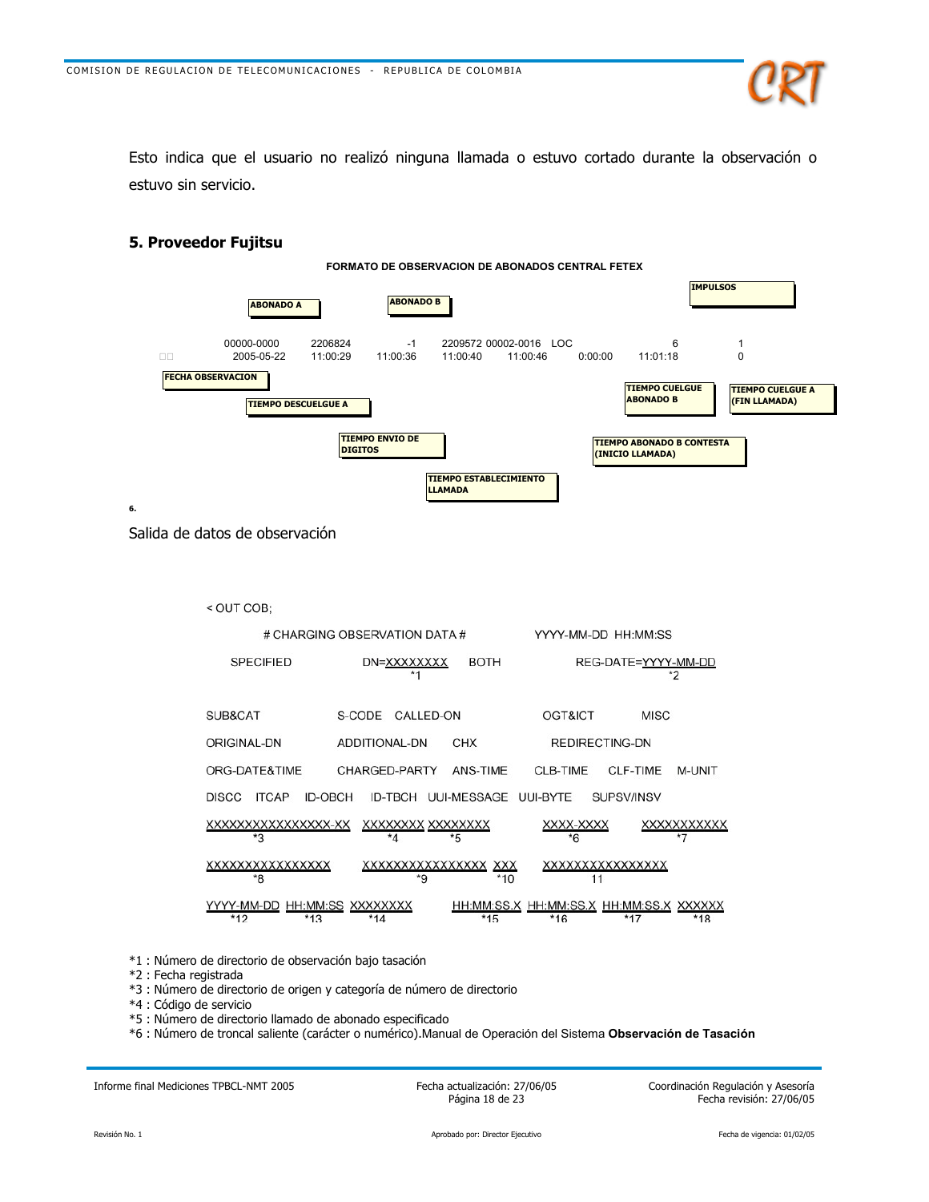Esto indica que el usuario no realizó ninguna llamada o estuvo cortado durante la observación o estuvo sin servicio.

## 5. Proveedor Fujitsu

**FORMATO DE OBSERVACION DE ABONADOS CENTRAL FETEX**

**ABONADO A** **ABONADO B** **IMPULSOS**

```
        00000-0000   2206824        -1   2209572 00002-0016  LOC               6          1
□□      2005-05-22   11:00:29  11:00:36  11:00:40  11:00:46      0:00:00   11:01:18       0
```

**FECHA OBSERVACION** **TIEMPO DESCUELGUE A** **TIEMPO ENVIO DE DIGITOS** **TIEMPO ESTABLECIMIENTO LLAMADA** **TIEMPO ABONADO B CONTESTA (INICIO LLAMADA)** **TIEMPO CUELGUE ABONADO B** **TIEMPO CUELGUE A (FIN LLAMADA)**

**6.**

Salida de datos de observación

```
< OUT COB;

      # CHARGING OBSERVATION DATA #                 YYYY-MM-DD  HH:MM:SS

   SPECIFIED            DN=XXXXXXXX     BOTH          REG-DATE=YYYY-MM-DD
                              *1                                   *2

SUB&CAT             S-CODE   CALLED-ON            OGT&ICT         MISC
ORIGINAL-DN         ADDITIONAL-DN     CHX         REDIRECTING-DN
ORG-DATE&TIME       CHARGED-PARTY   ANS-TIME    CLB-TIME    CLF-TIME    M-UNIT
DISCC   ITCAP   ID-OBCH    ID-TBCH  UUI-MESSAGE  UUI-BYTE     SUPSV/INSV

XXXXXXXXXXXXXXXX-XX   XXXXXXXX XXXXXXXX           XXXX-XXXX       XXXXXXXXXXX
        *3                *4       *5                 *6              *7

XXXXXXXXXXXXXXX       XXXXXXXXXXXXXXX  XXX        XXXXXXXXXXXXXXX
        *8                   *9        *10               11

YYYY-MM-DD  HH:MM:SS  XXXXXXXX         HH:MM:SS.X  HH:MM:SS.X  HH:MM:SS.X  XXXXXX
    *12        *13       *14                *15         *16         *17       *18
```

*1 : Número de directorio de observación bajo tasación
*2 : Fecha registrada
*3 : Número de directorio de origen y categoría de número de directorio
*4 : Código de servicio
*5 : Número de directorio llamado de abonado especificado
*6 : Número de troncal saliente (carácter o numérico).Manual de Operación del Sistema **Observación de Tasación**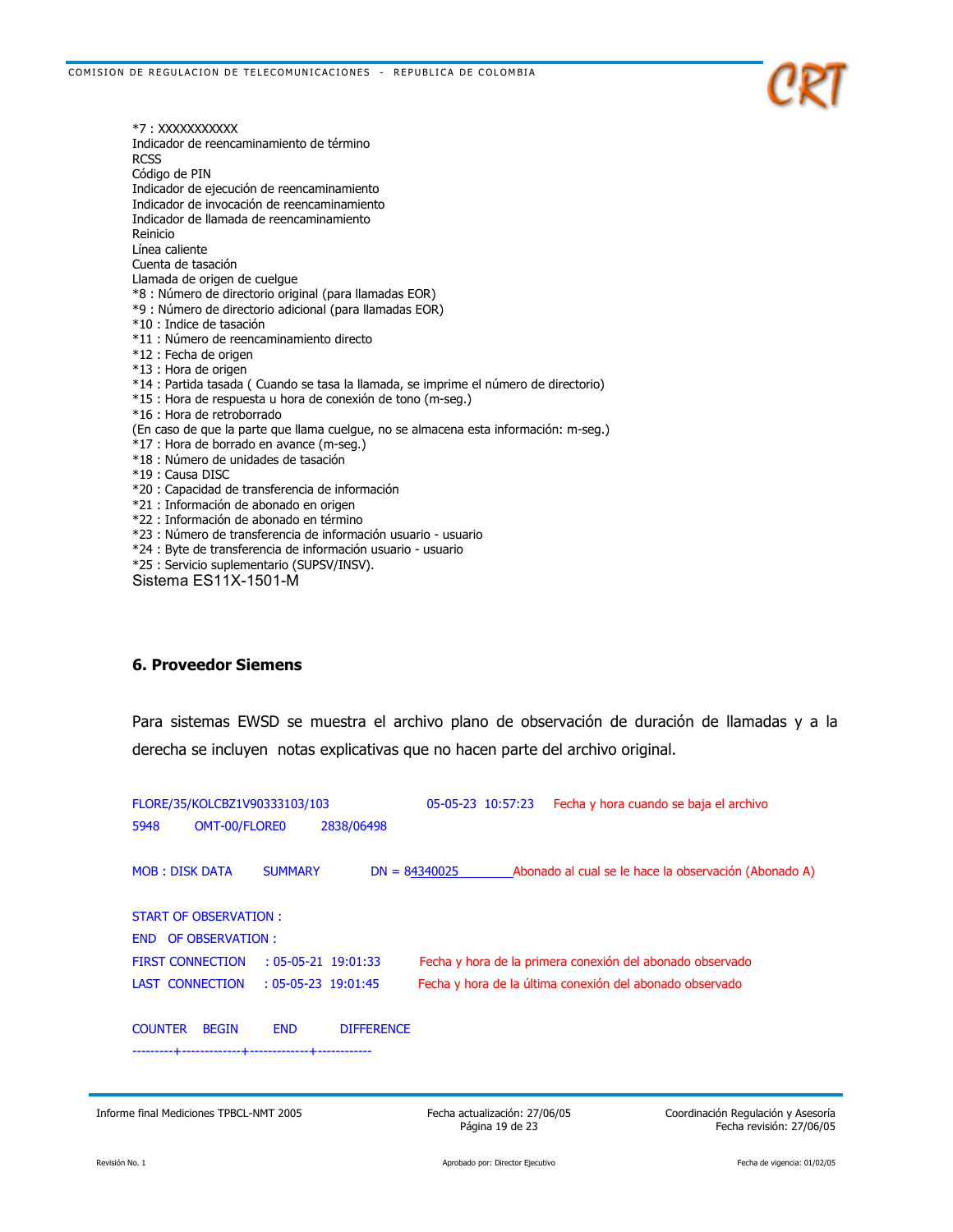*7 : XXXXXXXXXXX
Indicador de reencaminamiento de término
RCSS
Código de PIN
Indicador de ejecución de reencaminamiento
Indicador de invocación de reencaminamiento
Indicador de llamada de reencaminamiento
Reinicio
Línea caliente
Cuenta de tasación
Llamada de origen de cuelgue
*8 : Número de directorio original (para llamadas EOR)
*9 : Número de directorio adicional (para llamadas EOR)
*10 : Indice de tasación
*11 : Número de reencaminamiento directo
*12 : Fecha de origen
*13 : Hora de origen
*14 : Partida tasada ( Cuando se tasa la llamada, se imprime el número de directorio)
*15 : Hora de respuesta u hora de conexión de tono (m-seg.)
*16 : Hora de retroborrado
(En caso de que la parte que llama cuelgue, no se almacena esta información: m-seg.)
*17 : Hora de borrado en avance (m-seg.)
*18 : Número de unidades de tasación
*19 : Causa DISC
*20 : Capacidad de transferencia de información
*21 : Información de abonado en origen
*22 : Información de abonado en término
*23 : Número de transferencia de información usuario - usuario
*24 : Byte de transferencia de información usuario - usuario
*25 : Servicio suplementario (SUPSV/INSV).
Sistema ES11X-1501-M

## 6. Proveedor Siemens

Para sistemas EWSD se muestra el archivo plano de observación de duración de llamadas y a la derecha se incluyen notas explicativas que no hacen parte del archivo original.

```
FLORE/35/KOLCBZ1V90333103/103              05-05-23  10:57:23    Fecha y hora cuando se baja el archivo
5948       OMT-00/FLORE0        2838/06498

MOB : DISK DATA      SUMMARY          DN = 84340025           Abonado al cual se le hace la observación (Abonado A)

START OF OBSERVATION :
END  OF OBSERVATION :
FIRST CONNECTION     : 05-05-21  19:01:33      Fecha y hora de la primera conexión del abonado observado
LAST  CONNECTION     : 05-05-23  19:01:45      Fecha y hora de la última conexión del abonado observado

COUNTER    BEGIN        END         DIFFERENCE
---------+-------------+-------------+------------
```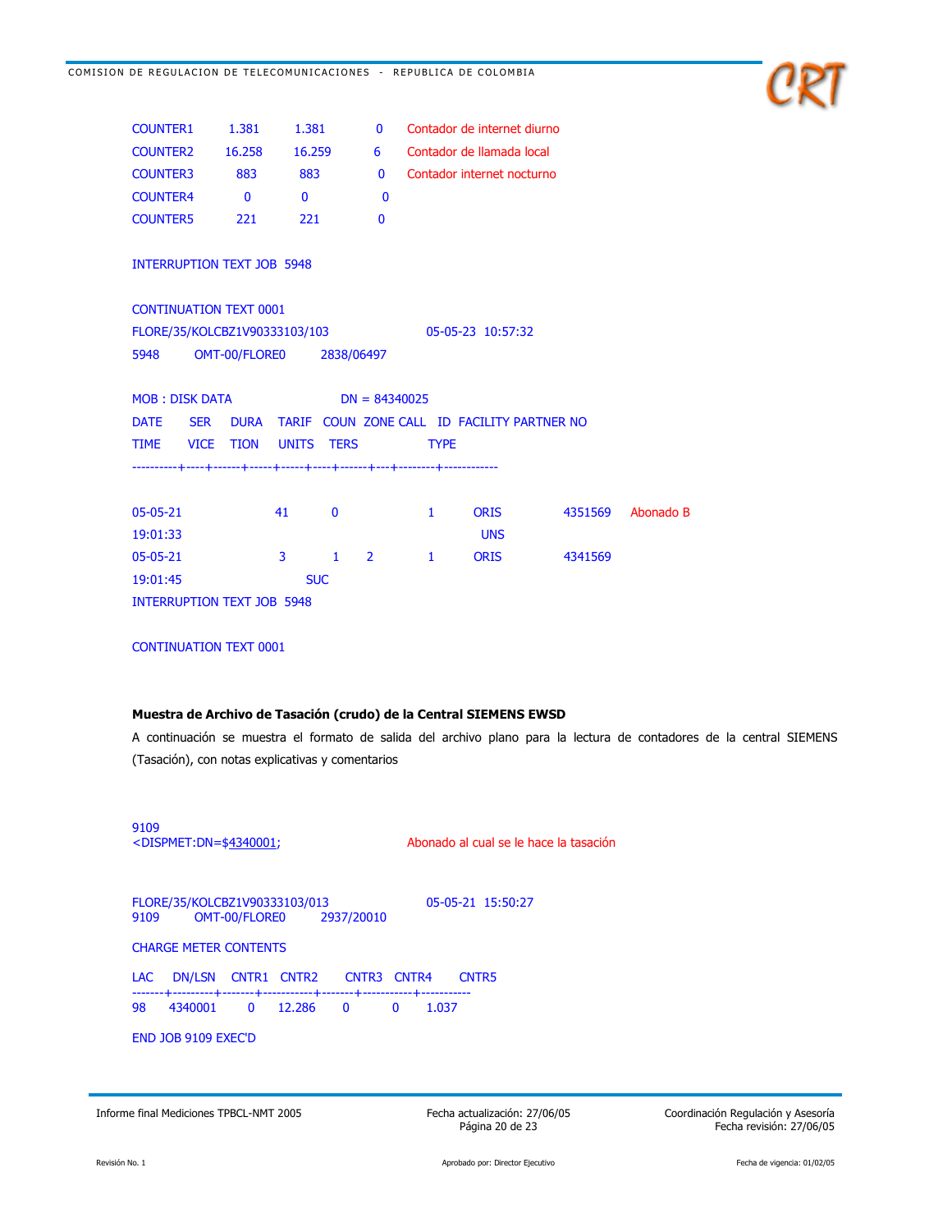```
COUNTER1      1.381      1.381       0      Contador de internet diurno
COUNTER2     16.258     16.259       6      Contador de llamada local
COUNTER3        883        883       0      Contador internet nocturno
COUNTER4          0          0       0
COUNTER5        221        221       0

INTERRUPTION TEXT JOB  5948

CONTINUATION TEXT 0001
FLORE/35/KOLCBZ1V90333103/103                  05-05-23  10:57:32
5948      OMT-00/FLORE0       2838/06497

MOB : DISK DATA                   DN = 84340025
DATE     SER    DURA   TARIF  COUN  ZONE CALL  ID  FACILITY PARTNER NO
TIME     VICE   TION   UNITS  TERS        TYPE
----------+----+------+-----+-----+----+------+---+--------+------------

05-05-21              41       0             1       ORIS          4351569    Abonado B
19:01:33                                              UNS
05-05-21               3       1      2      1       ORIS          4341569
19:01:45                      SUC
INTERRUPTION TEXT JOB  5948

CONTINUATION TEXT 0001
```

**Muestra de Archivo de Tasación (crudo) de la Central SIEMENS EWSD**

A continuación se muestra el formato de salida del archivo plano para la lectura de contadores de la central SIEMENS (Tasación), con notas explicativas y comentarios

```
9109
<DISPMET:DN=$4340001;                        Abonado al cual se le hace la tasación


FLORE/35/KOLCBZ1V90333103/013                  05-05-21  15:50:27
9109      OMT-00/FLORE0       2937/20010

CHARGE METER CONTENTS

LAC    DN/LSN    CNTR1   CNTR2      CNTR3   CNTR4      CNTR5
-------+---------+-------+-----------+-------+-----------+-----------
98     4340001     0     12.286       0        0       1.037

END JOB 9109 EXEC'D
```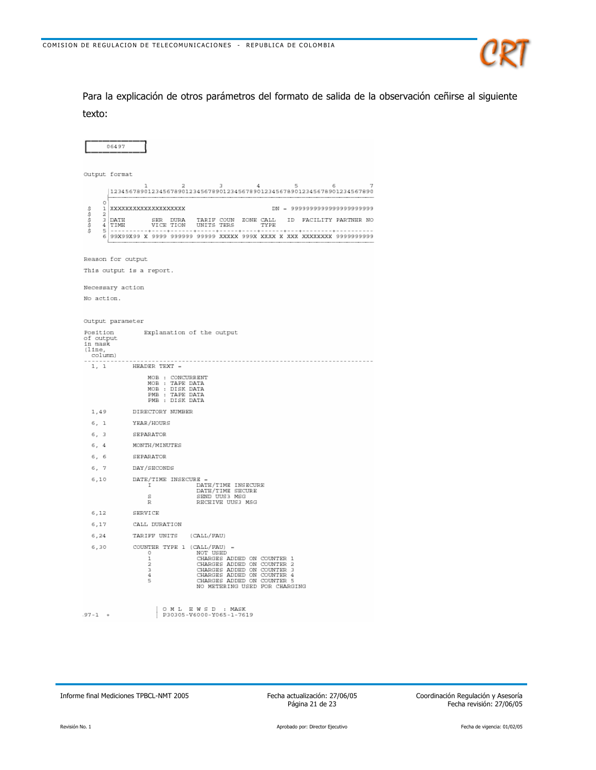Para la explicación de otros parámetros del formato de salida de la observación ceñirse al siguiente texto:

```
06497

Output format

          1         2         3         4         5         6         7
 |1234567890123456789012345678901234567890123456789012345678901234567890
 |
0|
$ 1 |XXXXXXXXXXXXXXXXXXXX                          DN = 99999999999999999999
$ 2 |
$ 3 |DATE       SER  DURA   TARIF COUN  ZONE CALL   ID  FACILITY PARTNER NO
$ 4 |TIME       VICE TION   UNITS TERS       TYPE
$ 5 |----------+----+------+-----+-----+----+------+---+--------+----------
  6 |99X99X99 X 9999 999999 99999 XXXXX 999X XXXX X XXX XXXXXXXX 9999999999

Reason for output
This output is a report.

Necessary action
No action.

Output parameter

Position       Explanation of the output
of output
in mask
(line,
 column)
---------------------------------------------------------------------------
 1, 1       HEADER TEXT =

                MOB : CONCURRENT
                MOB : TAPE DATA
                MOB : DISK DATA
                PMB : TAPE DATA
                PMB : DISK DATA

 1,49       DIRECTORY NUMBER

 6, 1       YEAR/HOURS

 6, 3       SEPARATOR

 6, 4       MONTH/MINUTES

 6, 6       SEPARATOR

 6, 7       DAY/SECONDS

 6,10       DATE/TIME INSECURE =
                I           DATE/TIME INSECURE
                            DATE/TIME SECURE
                S           SEND UUS3 MSG
                R           RECEIVE UUS3 MSG

 6,12       SERVICE

 6,17       CALL DURATION

 6,24       TARIFF UNITS   (CALL/FAU)

 6,30       COUNTER TYPE 1 (CALL/FAU) =
                0           NOT USED
                1           CHARGES ADDED ON COUNTER 1
                2           CHARGES ADDED ON COUNTER 2
                3           CHARGES ADDED ON COUNTER 3
                4           CHARGES ADDED ON COUNTER 4
                5           CHARGES ADDED ON COUNTER 5
                            NO METERING USED FOR CHARGING


.97-1  +              | O M L  E W S D  : MASK
                      | P30305-V6000-Y065-1-7619
```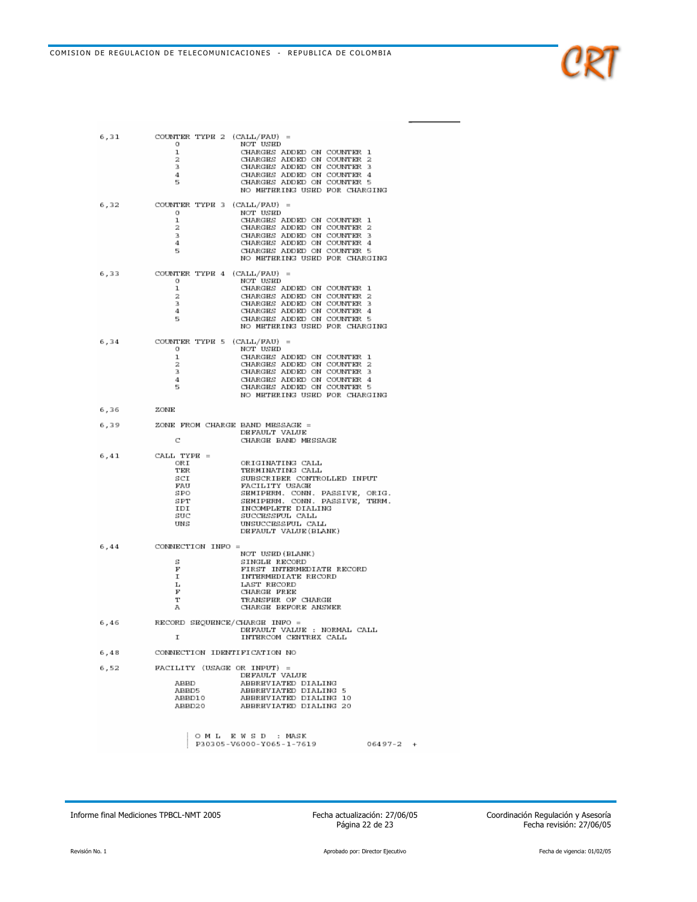```
6,31      COUNTER TYPE 2  (CALL/FAU)  =
              0               NOT USED
              1               CHARGES ADDED ON COUNTER 1
              2               CHARGES ADDED ON COUNTER 2
              3               CHARGES ADDED ON COUNTER 3
              4               CHARGES ADDED ON COUNTER 4
              5               CHARGES ADDED ON COUNTER 5
                              NO METERING USED FOR CHARGING

6,32      COUNTER TYPE 3  (CALL/FAU)  =
              0               NOT USED
              1               CHARGES ADDED ON COUNTER 1
              2               CHARGES ADDED ON COUNTER 2
              3               CHARGES ADDED ON COUNTER 3
              4               CHARGES ADDED ON COUNTER 4
              5               CHARGES ADDED ON COUNTER 5
                              NO METERING USED FOR CHARGING

6,33      COUNTER TYPE 4  (CALL/FAU)  =
              0               NOT USED
              1               CHARGES ADDED ON COUNTER 1
              2               CHARGES ADDED ON COUNTER 2
              3               CHARGES ADDED ON COUNTER 3
              4               CHARGES ADDED ON COUNTER 4
              5               CHARGES ADDED ON COUNTER 5
                              NO METERING USED FOR CHARGING

6,34      COUNTER TYPE 5  (CALL/FAU)  =
              0               NOT USED
              1               CHARGES ADDED ON COUNTER 1
              2               CHARGES ADDED ON COUNTER 2
              3               CHARGES ADDED ON COUNTER 3
              4               CHARGES ADDED ON COUNTER 4
              5               CHARGES ADDED ON COUNTER 5
                              NO METERING USED FOR CHARGING

6,36      ZONE

6,39      ZONE FROM CHARGE BAND MESSAGE =
                              DEFAULT VALUE
              C               CHARGE BAND MESSAGE

6,41      CALL TYPE =
              ORI             ORIGINATING CALL
              TER             TERMINATING CALL
              SCI             SUBSCRIBER CONTROLLED INPUT
              FAU             FACILITY USAGE
              SPO             SEMIPERM. CONN. PASSIVE, ORIG.
              SPT             SEMIPERM. CONN. PASSIVE, TERM.
              IDI             INCOMPLETE DIALING
              SUC             SUCCESSFUL CALL
              UNS             UNSUCCESSFUL CALL
                              DEFAULT VALUE(BLANK)

6,44      CONNECTION INFO =
                              NOT USED(BLANK)
              S               SINGLE RECORD
              F               FIRST INTERMEDIATE RECORD
              I               INTERMEDIATE RECORD
              L               LAST RECORD
              F               CHARGE FREE
              T               TRANSFER OF CHARGE
              A               CHARGE BEFORE ANSWER

6,46      RECORD SEQUENCE/CHARGE INFO =
                              DEFAULT VALUE : NORMAL CALL
              I               INTERCOM CENTREX CALL

6,48      CONNECTION IDENTIFICATION NO

6,52      FACILITY (USAGE OR INPUT) =
                              DEFAULT VALUE
              ABBD            ABBREVIATED DIALING
              ABBD5           ABBREVIATED DIALING 5
              ABBD10          ABBREVIATED DIALING 10
              ABBD20          ABBREVIATED DIALING 20

              | O M L   E W S D   : MASK
              | P30305-V6000-Y065-1-7619            06497-2  +
```